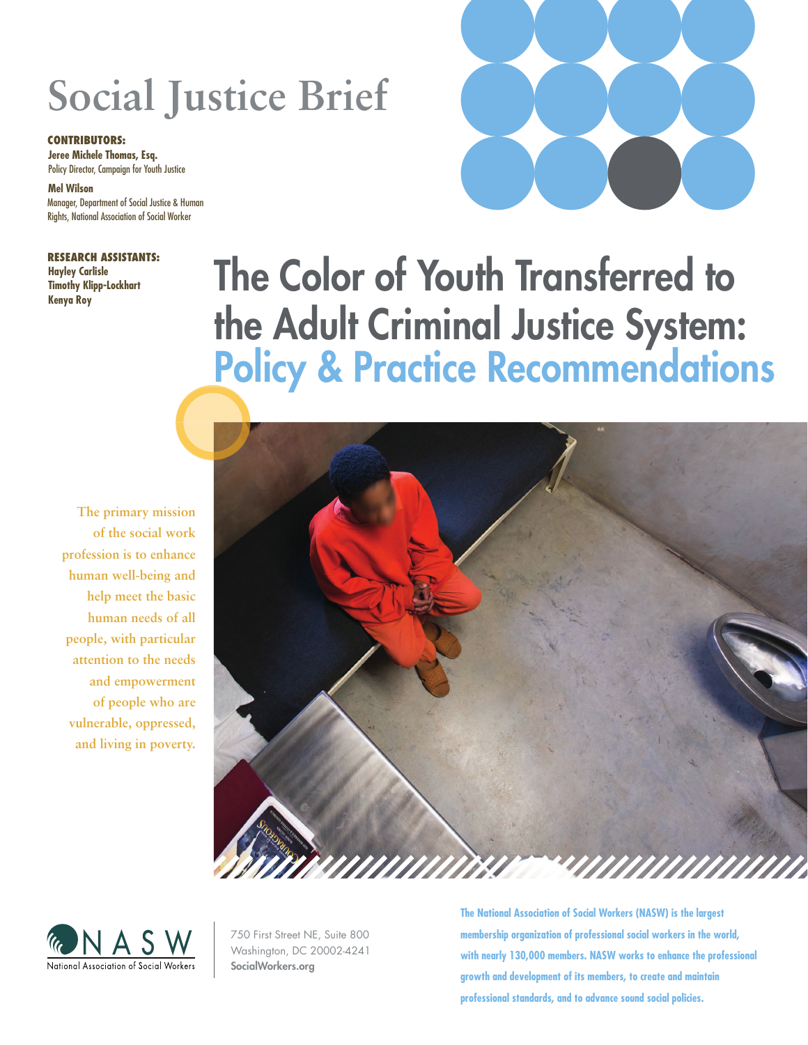# Social Justice Brief

**CONTRIBUTORS:**

**Jeree Michele Thomas, Esq.**
Policy Director, Campaign for Youth Justice

**Mel Wilson**
Manager, Department of Social Justice & Human Rights, National Association of Social Worker

**RESEARCH ASSISTANTS:**
**Hayley Carlisle**
**Timothy Klipp-Lockhart**
**Kenya Roy**

# The Color of Youth Transferred to the Adult Criminal Justice System: Policy & Practice Recommendations

The primary mission of the social work profession is to enhance human well-being and help meet the basic human needs of all people, with particular attention to the needs and empowerment of people who are vulnerable, oppressed, and living in poverty.

NASW
National Association of Social Workers

750 First Street NE, Suite 800
Washington, DC 20002-4241
**SocialWorkers.org**

**The National Association of Social Workers (NASW) is the largest membership organization of professional social workers in the world, with nearly 130,000 members. NASW works to enhance the professional growth and development of its members, to create and maintain professional standards, and to advance sound social policies.**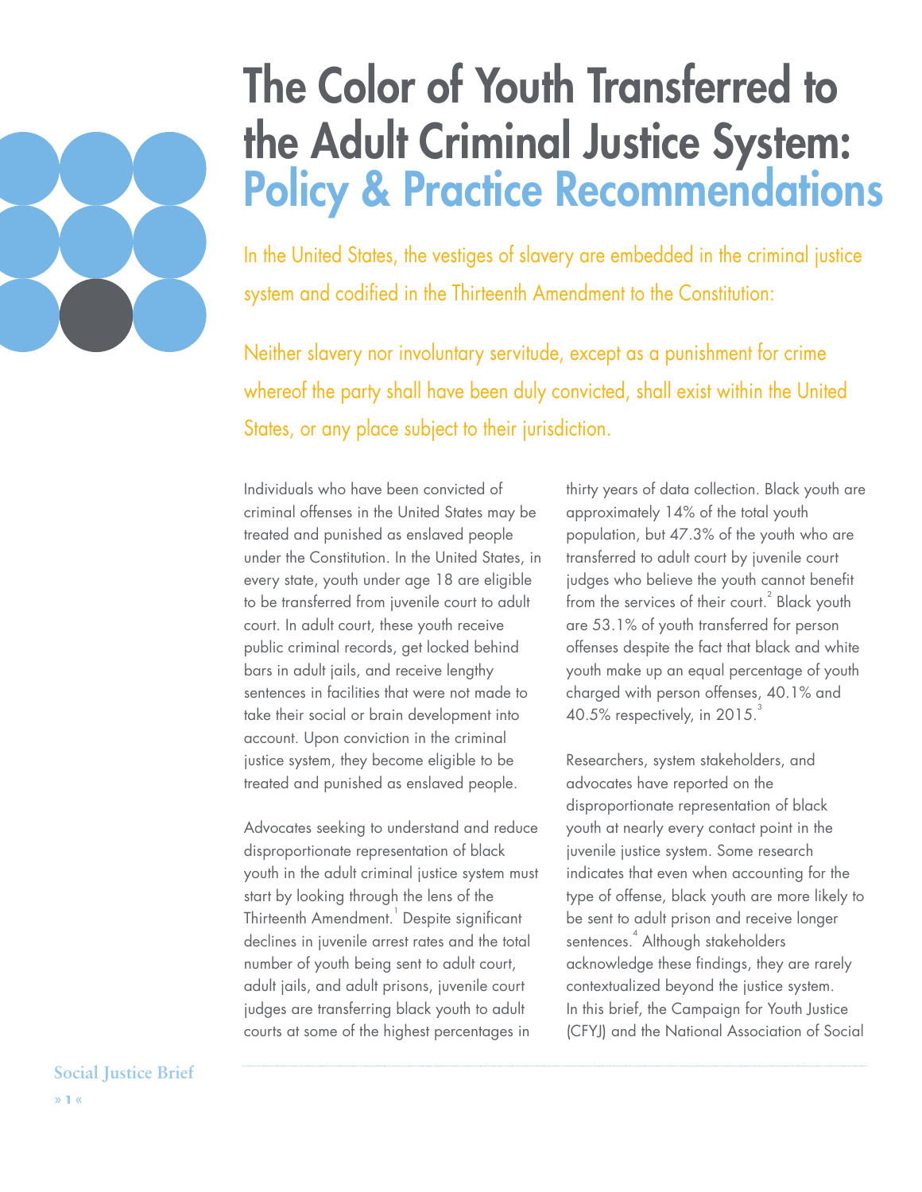# The Color of Youth Transferred to the Adult Criminal Justice System: Policy & Practice Recommendations

In the United States, the vestiges of slavery are embedded in the criminal justice system and codified in the Thirteenth Amendment to the Constitution:

Neither slavery nor involuntary servitude, except as a punishment for crime whereof the party shall have been duly convicted, shall exist within the United States, or any place subject to their jurisdiction.

Individuals who have been convicted of criminal offenses in the United States may be treated and punished as enslaved people under the Constitution. In the United States, in every state, youth under age 18 are eligible to be transferred from juvenile court to adult court. In adult court, these youth receive public criminal records, get locked behind bars in adult jails, and receive lengthy sentences in facilities that were not made to take their social or brain development into account. Upon conviction in the criminal justice system, they become eligible to be treated and punished as enslaved people.

Advocates seeking to understand and reduce disproportionate representation of black youth in the adult criminal justice system must start by looking through the lens of the Thirteenth Amendment.[1] Despite significant declines in juvenile arrest rates and the total number of youth being sent to adult court, adult jails, and adult prisons, juvenile court judges are transferring black youth to adult courts at some of the highest percentages in thirty years of data collection. Black youth are approximately 14% of the total youth population, but 47.3% of the youth who are transferred to adult court by juvenile court judges who believe the youth cannot benefit from the services of their court.[2] Black youth are 53.1% of youth transferred for person offenses despite the fact that black and white youth make up an equal percentage of youth charged with person offenses, 40.1% and 40.5% respectively, in 2015.[3]

Researchers, system stakeholders, and advocates have reported on the disproportionate representation of black youth at nearly every contact point in the juvenile justice system. Some research indicates that even when accounting for the type of offense, black youth are more likely to be sent to adult prison and receive longer sentences.[4] Although stakeholders acknowledge these findings, they are rarely contextualized beyond the justice system. In this brief, the Campaign for Youth Justice (CFYJ) and the National Association of Social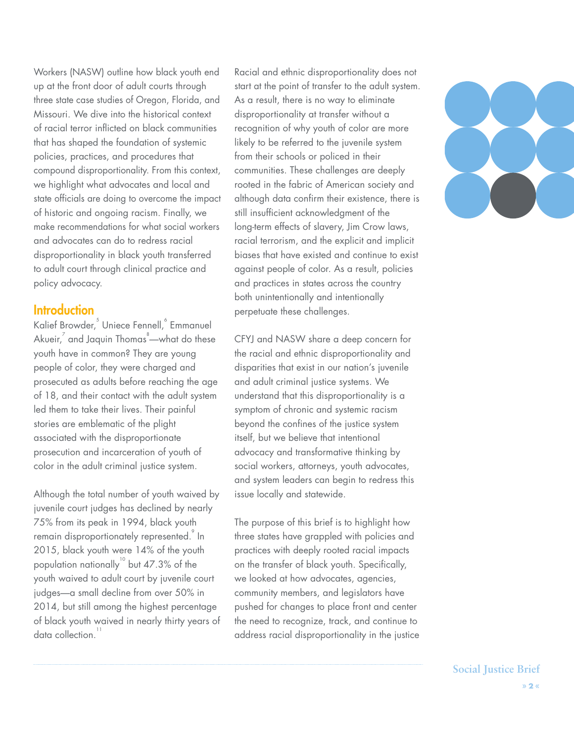Workers (NASW) outline how black youth end up at the front door of adult courts through three state case studies of Oregon, Florida, and Missouri. We dive into the historical context of racial terror inflicted on black communities that has shaped the foundation of systemic policies, practices, and procedures that compound disproportionality. From this context, we highlight what advocates and local and state officials are doing to overcome the impact of historic and ongoing racism. Finally, we make recommendations for what social workers and advocates can do to redress racial disproportionality in black youth transferred to adult court through clinical practice and policy advocacy.

## Introduction

Kalief Browder,[5] Uniece Fennell,[6] Emmanuel Akueir,[7] and Jaquin Thomas[8]—what do these youth have in common? They are young people of color, they were charged and prosecuted as adults before reaching the age of 18, and their contact with the adult system led them to take their lives. Their painful stories are emblematic of the plight associated with the disproportionate prosecution and incarceration of youth of color in the adult criminal justice system.

Although the total number of youth waived by juvenile court judges has declined by nearly 75% from its peak in 1994, black youth remain disproportionately represented.[9] In 2015, black youth were 14% of the youth population nationally[10] but 47.3% of the youth waived to adult court by juvenile court judges—a small decline from over 50% in 2014, but still among the highest percentage of black youth waived in nearly thirty years of data collection.[11]

Racial and ethnic disproportionality does not start at the point of transfer to the adult system. As a result, there is no way to eliminate disproportionality at transfer without a recognition of why youth of color are more likely to be referred to the juvenile system from their schools or policed in their communities. These challenges are deeply rooted in the fabric of American society and although data confirm their existence, there is still insufficient acknowledgment of the long-term effects of slavery, Jim Crow laws, racial terrorism, and the explicit and implicit biases that have existed and continue to exist against people of color. As a result, policies and practices in states across the country both unintentionally and intentionally perpetuate these challenges.

CFYJ and NASW share a deep concern for the racial and ethnic disproportionality and disparities that exist in our nation's juvenile and adult criminal justice systems. We understand that this disproportionality is a symptom of chronic and systemic racism beyond the confines of the justice system itself, but we believe that intentional advocacy and transformative thinking by social workers, attorneys, youth advocates, and system leaders can begin to redress this issue locally and statewide.

The purpose of this brief is to highlight how three states have grappled with policies and practices with deeply rooted racial impacts on the transfer of black youth. Specifically, we looked at how advocates, agencies, community members, and legislators have pushed for changes to place front and center the need to recognize, track, and continue to address racial disproportionality in the justice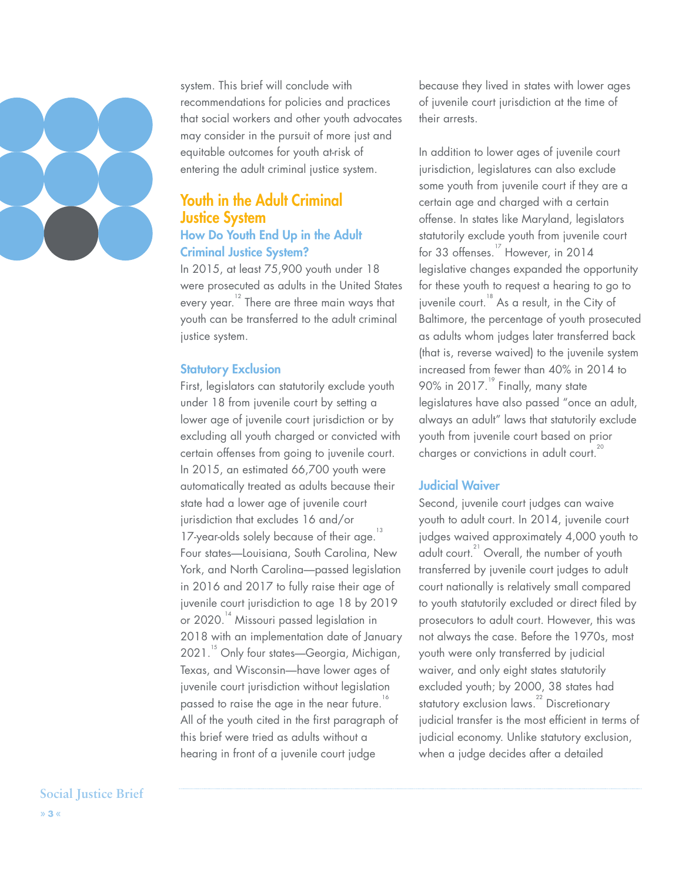system. This brief will conclude with recommendations for policies and practices that social workers and other youth advocates may consider in the pursuit of more just and equitable outcomes for youth at-risk of entering the adult criminal justice system.

## Youth in the Adult Criminal Justice System

### How Do Youth End Up in the Adult Criminal Justice System?

In 2015, at least 75,900 youth under 18 were prosecuted as adults in the United States every year.[12] There are three main ways that youth can be transferred to the adult criminal justice system.

#### Statutory Exclusion

First, legislators can statutorily exclude youth under 18 from juvenile court by setting a lower age of juvenile court jurisdiction or by excluding all youth charged or convicted with certain offenses from going to juvenile court. In 2015, an estimated 66,700 youth were automatically treated as adults because their state had a lower age of juvenile court jurisdiction that excludes 16 and/or 17-year-olds solely because of their age.[13] Four states—Louisiana, South Carolina, New York, and North Carolina—passed legislation in 2016 and 2017 to fully raise their age of juvenile court jurisdiction to age 18 by 2019 or 2020.[14] Missouri passed legislation in 2018 with an implementation date of January 2021.[15] Only four states—Georgia, Michigan, Texas, and Wisconsin—have lower ages of juvenile court jurisdiction without legislation passed to raise the age in the near future.[16] All of the youth cited in the first paragraph of this brief were tried as adults without a hearing in front of a juvenile court judge because they lived in states with lower ages of juvenile court jurisdiction at the time of their arrests.

In addition to lower ages of juvenile court jurisdiction, legislatures can also exclude some youth from juvenile court if they are a certain age and charged with a certain offense. In states like Maryland, legislators statutorily exclude youth from juvenile court for 33 offenses.[17] However, in 2014 legislative changes expanded the opportunity for these youth to request a hearing to go to juvenile court.[18] As a result, in the City of Baltimore, the percentage of youth prosecuted as adults whom judges later transferred back (that is, reverse waived) to the juvenile system increased from fewer than 40% in 2014 to 90% in 2017.[19] Finally, many state legislatures have also passed "once an adult, always an adult" laws that statutorily exclude youth from juvenile court based on prior charges or convictions in adult court.[20]

#### Judicial Waiver

Second, juvenile court judges can waive youth to adult court. In 2014, juvenile court judges waived approximately 4,000 youth to adult court.[21] Overall, the number of youth transferred by juvenile court judges to adult court nationally is relatively small compared to youth statutorily excluded or direct filed by prosecutors to adult court. However, this was not always the case. Before the 1970s, most youth were only transferred by judicial waiver, and only eight states statutorily excluded youth; by 2000, 38 states had statutory exclusion laws.[22] Discretionary judicial transfer is the most efficient in terms of judicial economy. Unlike statutory exclusion, when a judge decides after a detailed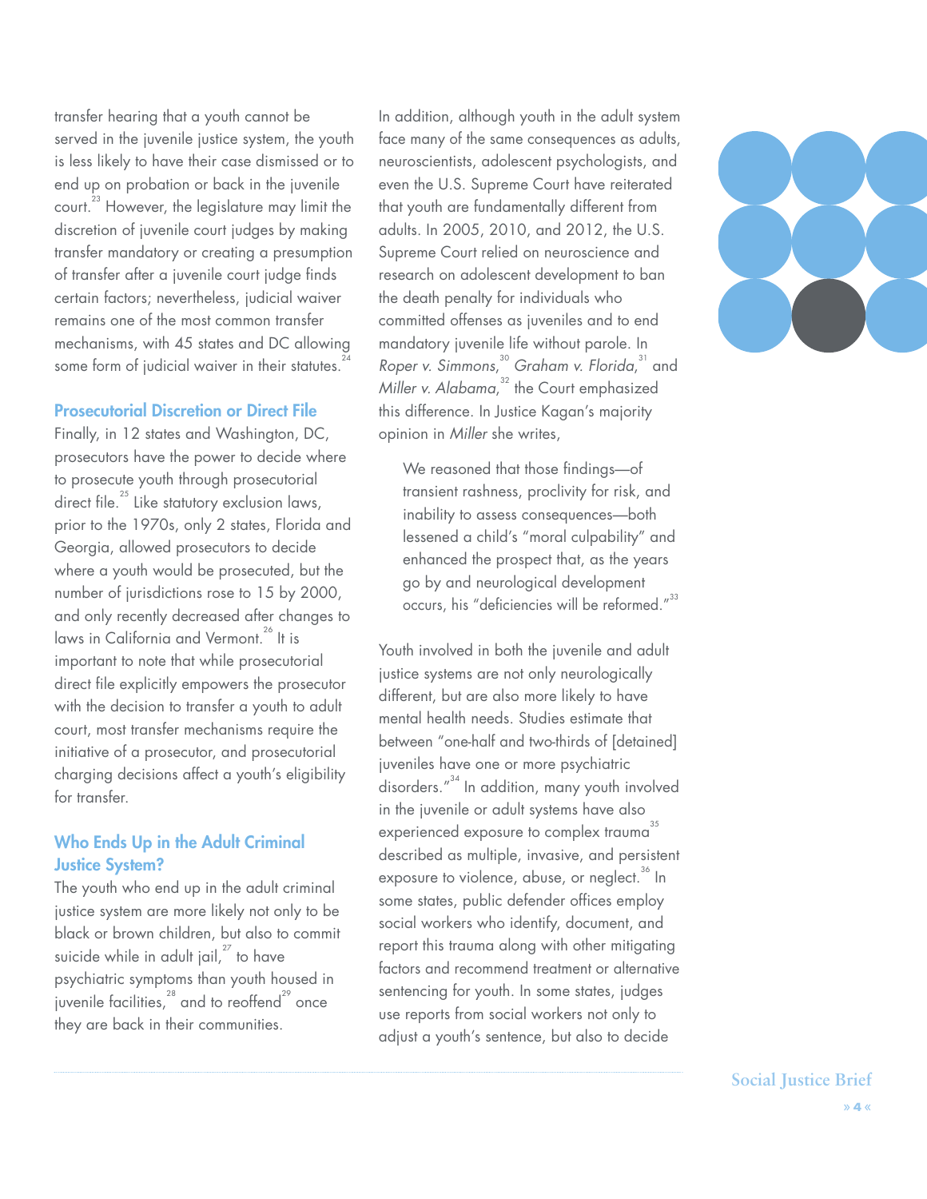transfer hearing that a youth cannot be served in the juvenile justice system, the youth is less likely to have their case dismissed or to end up on probation or back in the juvenile court.[23] However, the legislature may limit the discretion of juvenile court judges by making transfer mandatory or creating a presumption of transfer after a juvenile court judge finds certain factors; nevertheless, judicial waiver remains one of the most common transfer mechanisms, with 45 states and DC allowing some form of judicial waiver in their statutes.[24]

### Prosecutorial Discretion or Direct File

Finally, in 12 states and Washington, DC, prosecutors have the power to decide where to prosecute youth through prosecutorial direct file.[25] Like statutory exclusion laws, prior to the 1970s, only 2 states, Florida and Georgia, allowed prosecutors to decide where a youth would be prosecuted, but the number of jurisdictions rose to 15 by 2000, and only recently decreased after changes to laws in California and Vermont.[26] It is important to note that while prosecutorial direct file explicitly empowers the prosecutor with the decision to transfer a youth to adult court, most transfer mechanisms require the initiative of a prosecutor, and prosecutorial charging decisions affect a youth's eligibility for transfer.

## Who Ends Up in the Adult Criminal Justice System?

The youth who end up in the adult criminal justice system are more likely not only to be black or brown children, but also to commit suicide while in adult jail,[27] to have psychiatric symptoms than youth housed in juvenile facilities,[28] and to reoffend[29] once they are back in their communities.

In addition, although youth in the adult system face many of the same consequences as adults, neuroscientists, adolescent psychologists, and even the U.S. Supreme Court have reiterated that youth are fundamentally different from adults. In 2005, 2010, and 2012, the U.S. Supreme Court relied on neuroscience and research on adolescent development to ban the death penalty for individuals who committed offenses as juveniles and to end mandatory juvenile life without parole. In *Roper v. Simmons*,[30] *Graham v. Florida*,[31] and *Miller v. Alabama*,[32] the Court emphasized this difference. In Justice Kagan's majority opinion in *Miller* she writes,

> We reasoned that those findings—of transient rashness, proclivity for risk, and inability to assess consequences—both lessened a child's "moral culpability" and enhanced the prospect that, as the years go by and neurological development occurs, his "deficiencies will be reformed."[33]

Youth involved in both the juvenile and adult justice systems are not only neurologically different, but are also more likely to have mental health needs. Studies estimate that between "one-half and two-thirds of [detained] juveniles have one or more psychiatric disorders."[34] In addition, many youth involved in the juvenile or adult systems have also experienced exposure to complex trauma[35] described as multiple, invasive, and persistent exposure to violence, abuse, or neglect.[36] In some states, public defender offices employ social workers who identify, document, and report this trauma along with other mitigating factors and recommend treatment or alternative sentencing for youth. In some states, judges use reports from social workers not only to adjust a youth's sentence, but also to decide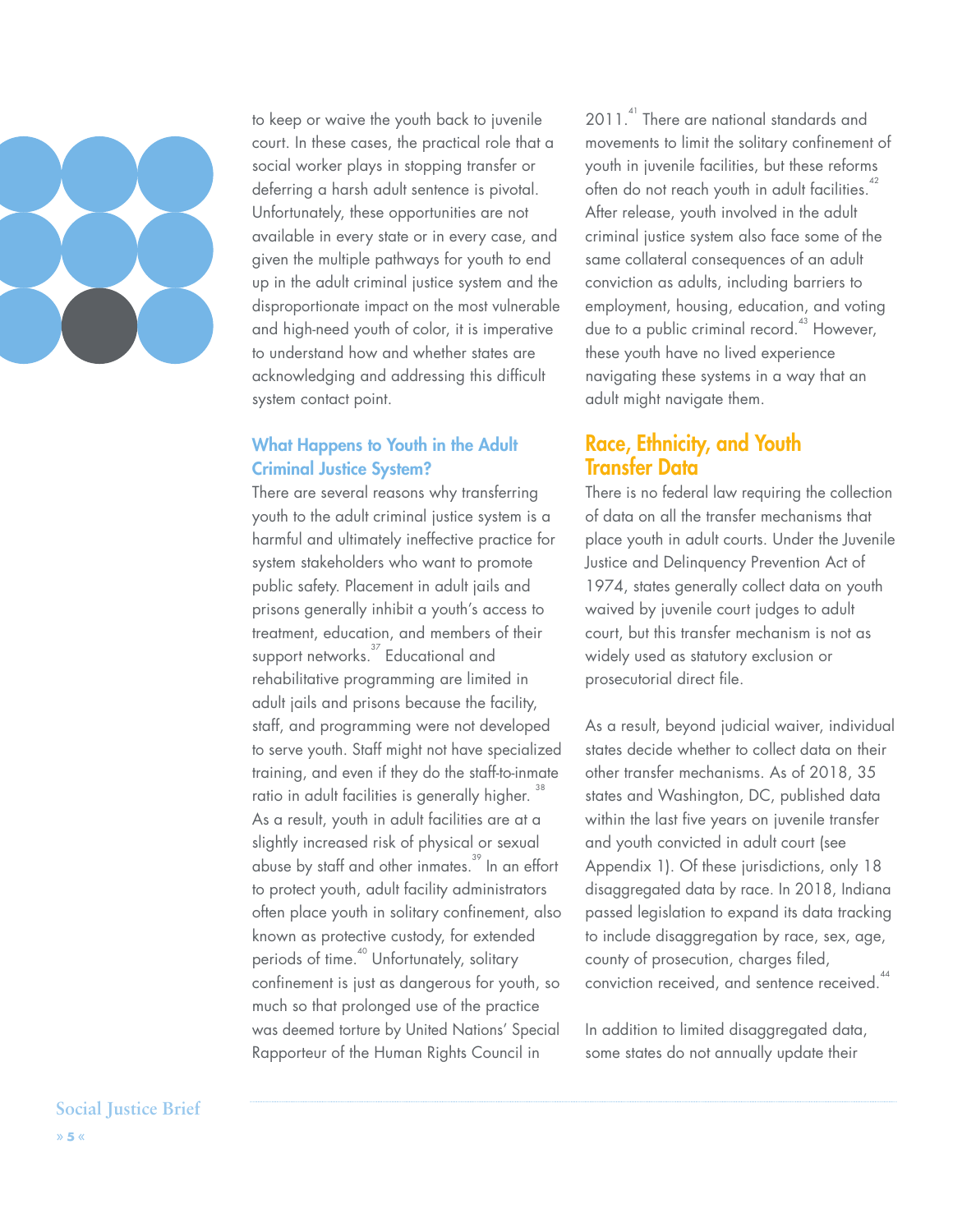to keep or waive the youth back to juvenile court. In these cases, the practical role that a social worker plays in stopping transfer or deferring a harsh adult sentence is pivotal. Unfortunately, these opportunities are not available in every state or in every case, and given the multiple pathways for youth to end up in the adult criminal justice system and the disproportionate impact on the most vulnerable and high-need youth of color, it is imperative to understand how and whether states are acknowledging and addressing this difficult system contact point.

### What Happens to Youth in the Adult Criminal Justice System?

There are several reasons why transferring youth to the adult criminal justice system is a harmful and ultimately ineffective practice for system stakeholders who want to promote public safety. Placement in adult jails and prisons generally inhibit a youth's access to treatment, education, and members of their support networks.[37] Educational and rehabilitative programming are limited in adult jails and prisons because the facility, staff, and programming were not developed to serve youth. Staff might not have specialized training, and even if they do the staff-to-inmate ratio in adult facilities is generally higher.[38] As a result, youth in adult facilities are at a slightly increased risk of physical or sexual abuse by staff and other inmates.[39] In an effort to protect youth, adult facility administrators often place youth in solitary confinement, also known as protective custody, for extended periods of time.[40] Unfortunately, solitary confinement is just as dangerous for youth, so much so that prolonged use of the practice was deemed torture by United Nations' Special Rapporteur of the Human Rights Council in 2011.[41] There are national standards and movements to limit the solitary confinement of youth in juvenile facilities, but these reforms often do not reach youth in adult facilities.[42] After release, youth involved in the adult criminal justice system also face some of the same collateral consequences of an adult conviction as adults, including barriers to employment, housing, education, and voting due to a public criminal record.[43] However, these youth have no lived experience navigating these systems in a way that an adult might navigate them.

## Race, Ethnicity, and Youth Transfer Data

There is no federal law requiring the collection of data on all the transfer mechanisms that place youth in adult courts. Under the Juvenile Justice and Delinquency Prevention Act of 1974, states generally collect data on youth waived by juvenile court judges to adult court, but this transfer mechanism is not as widely used as statutory exclusion or prosecutorial direct file.

As a result, beyond judicial waiver, individual states decide whether to collect data on their other transfer mechanisms. As of 2018, 35 states and Washington, DC, published data within the last five years on juvenile transfer and youth convicted in adult court (see Appendix 1). Of these jurisdictions, only 18 disaggregated data by race. In 2018, Indiana passed legislation to expand its data tracking to include disaggregation by race, sex, age, county of prosecution, charges filed, conviction received, and sentence received.[44]

In addition to limited disaggregated data, some states do not annually update their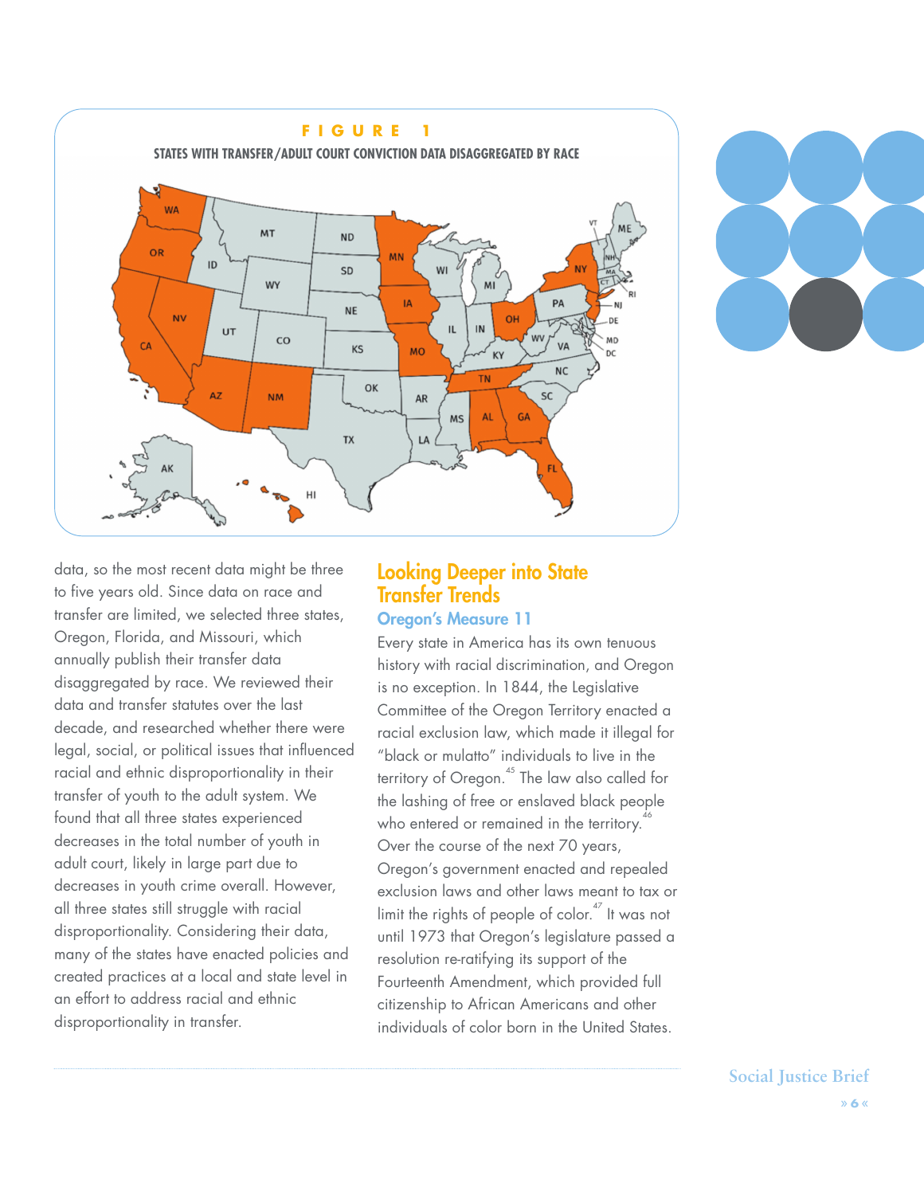**FIGURE 1**

**STATES WITH TRANSFER/ADULT COURT CONVICTION DATA DISAGGREGATED BY RACE**

data, so the most recent data might be three to five years old. Since data on race and transfer are limited, we selected three states, Oregon, Florida, and Missouri, which annually publish their transfer data disaggregated by race. We reviewed their data and transfer statutes over the last decade, and researched whether there were legal, social, or political issues that influenced racial and ethnic disproportionality in their transfer of youth to the adult system. We found that all three states experienced decreases in the total number of youth in adult court, likely in large part due to decreases in youth crime overall. However, all three states still struggle with racial disproportionality. Considering their data, many of the states have enacted policies and created practices at a local and state level in an effort to address racial and ethnic disproportionality in transfer.

## Looking Deeper into State Transfer Trends

### Oregon's Measure 11

Every state in America has its own tenuous history with racial discrimination, and Oregon is no exception. In 1844, the Legislative Committee of the Oregon Territory enacted a racial exclusion law, which made it illegal for "black or mulatto" individuals to live in the territory of Oregon.[45] The law also called for the lashing of free or enslaved black people who entered or remained in the territory.[46] Over the course of the next 70 years, Oregon's government enacted and repealed exclusion laws and other laws meant to tax or limit the rights of people of color.[47] It was not until 1973 that Oregon's legislature passed a resolution re-ratifying its support of the Fourteenth Amendment, which provided full citizenship to African Americans and other individuals of color born in the United States.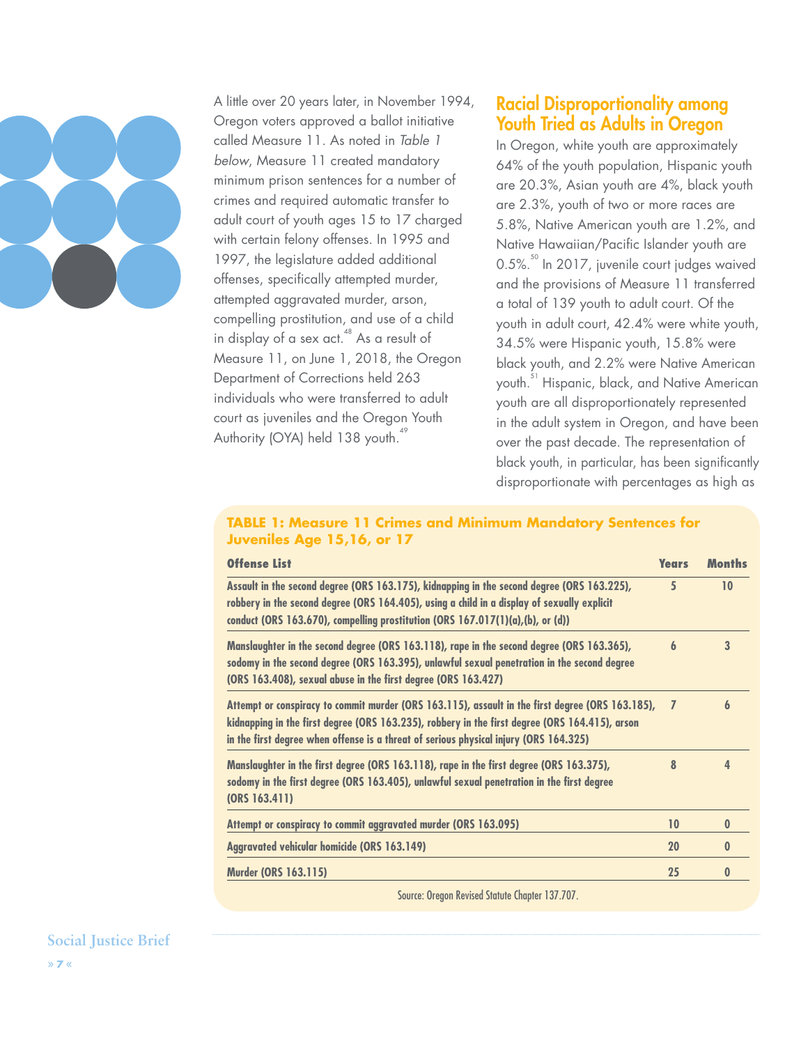A little over 20 years later, in November 1994, Oregon voters approved a ballot initiative called Measure 11. As noted in *Table 1 below*, Measure 11 created mandatory minimum prison sentences for a number of crimes and required automatic transfer to adult court of youth ages 15 to 17 charged with certain felony offenses. In 1995 and 1997, the legislature added additional offenses, specifically attempted murder, attempted aggravated murder, arson, compelling prostitution, and use of a child in display of a sex act.[48] As a result of Measure 11, on June 1, 2018, the Oregon Department of Corrections held 263 individuals who were transferred to adult court as juveniles and the Oregon Youth Authority (OYA) held 138 youth.[49]

## Racial Disproportionality among Youth Tried as Adults in Oregon

In Oregon, white youth are approximately 64% of the youth population, Hispanic youth are 20.3%, Asian youth are 4%, black youth are 2.3%, youth of two or more races are 5.8%, Native American youth are 1.2%, and Native Hawaiian/Pacific Islander youth are 0.5%.[50] In 2017, juvenile court judges waived and the provisions of Measure 11 transferred a total of 139 youth to adult court. Of the youth in adult court, 42.4% were white youth, 34.5% were Hispanic youth, 15.8% were black youth, and 2.2% were Native American youth.[51] Hispanic, black, and Native American youth are all disproportionately represented in the adult system in Oregon, and have been over the past decade. The representation of black youth, in particular, has been significantly disproportionate with percentages as high as

**TABLE 1: Measure 11 Crimes and Minimum Mandatory Sentences for Juveniles Age 15,16, or 17**

| Offense List | Years | Months |
|---|---|---|
| Assault in the second degree (ORS 163.175), kidnapping in the second degree (ORS 163.225), robbery in the second degree (ORS 164.405), using a child in a display of sexually explicit conduct (ORS 163.670), compelling prostitution (ORS 167.017(1)(a),(b), or (d)) | 5 | 10 |
| Manslaughter in the second degree (ORS 163.118), rape in the second degree (ORS 163.365), sodomy in the second degree (ORS 163.395), unlawful sexual penetration in the second degree (ORS 163.408), sexual abuse in the first degree (ORS 163.427) | 6 | 3 |
| Attempt or conspiracy to commit murder (ORS 163.115), assault in the first degree (ORS 163.185), kidnapping in the first degree (ORS 163.235), robbery in the first degree (ORS 164.415), arson in the first degree when offense is a threat of serious physical injury (ORS 164.325) | 7 | 6 |
| Manslaughter in the first degree (ORS 163.118), rape in the first degree (ORS 163.375), sodomy in the first degree (ORS 163.405), unlawful sexual penetration in the first degree (ORS 163.411) | 8 | 4 |
| Attempt or conspiracy to commit aggravated murder (ORS 163.095) | 10 | 0 |
| Aggravated vehicular homicide (ORS 163.149) | 20 | 0 |
| Murder (ORS 163.115) | 25 | 0 |

Source: Oregon Revised Statute Chapter 137.707.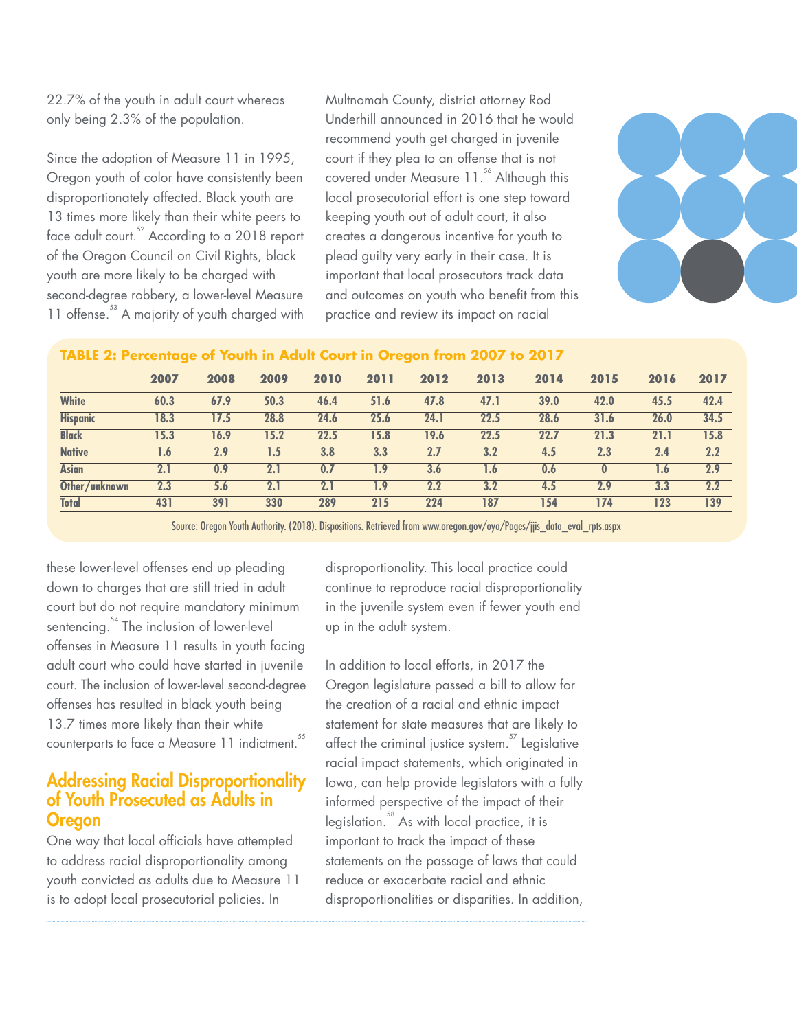22.7% of the youth in adult court whereas only being 2.3% of the population.

Since the adoption of Measure 11 in 1995, Oregon youth of color have consistently been disproportionately affected. Black youth are 13 times more likely than their white peers to face adult court.[52] According to a 2018 report of the Oregon Council on Civil Rights, black youth are more likely to be charged with second-degree robbery, a lower-level Measure 11 offense.[53] A majority of youth charged with these lower-level offenses end up pleading down to charges that are still tried in adult court but do not require mandatory minimum sentencing.[54] The inclusion of lower-level offenses in Measure 11 results in youth facing adult court who could have started in juvenile court. The inclusion of lower-level second-degree offenses has resulted in black youth being 13.7 times more likely than their white counterparts to face a Measure 11 indictment.[55]

**TABLE 2: Percentage of Youth in Adult Court in Oregon from 2007 to 2017**

| | 2007 | 2008 | 2009 | 2010 | 2011 | 2012 | 2013 | 2014 | 2015 | 2016 | 2017 |
|---|---|---|---|---|---|---|---|---|---|---|---|
| White | 60.3 | 67.9 | 50.3 | 46.4 | 51.6 | 47.8 | 47.1 | 39.0 | 42.0 | 45.5 | 42.4 |
| Hispanic | 18.3 | 17.5 | 28.8 | 24.6 | 25.6 | 24.1 | 22.5 | 28.6 | 31.6 | 26.0 | 34.5 |
| Black | 15.3 | 16.9 | 15.2 | 22.5 | 15.8 | 19.6 | 22.5 | 22.7 | 21.3 | 21.1 | 15.8 |
| Native | 1.6 | 2.9 | 1.5 | 3.8 | 3.3 | 2.7 | 3.2 | 4.5 | 2.3 | 2.4 | 2.2 |
| Asian | 2.1 | 0.9 | 2.1 | 0.7 | 1.9 | 3.6 | 1.6 | 0.6 | 0 | 1.6 | 2.9 |
| Other/unknown | 2.3 | 5.6 | 2.1 | 2.1 | 1.9 | 2.2 | 3.2 | 4.5 | 2.9 | 3.3 | 2.2 |
| Total | 431 | 391 | 330 | 289 | 215 | 224 | 187 | 154 | 174 | 123 | 139 |

Source: Oregon Youth Authority. (2018). Dispositions. Retrieved from www.oregon.gov/oya/Pages/jjis_data_eval_rpts.aspx

## Addressing Racial Disproportionality of Youth Prosecuted as Adults in Oregon

One way that local officials have attempted to address racial disproportionality among youth convicted as adults due to Measure 11 is to adopt local prosecutorial policies. In Multnomah County, district attorney Rod Underhill announced in 2016 that he would recommend youth get charged in juvenile court if they plea to an offense that is not covered under Measure 11.[56] Although this local prosecutorial effort is one step toward keeping youth out of adult court, it also creates a dangerous incentive for youth to plead guilty very early in their case. It is important that local prosecutors track data and outcomes on youth who benefit from this practice and review its impact on racial disproportionality. This local practice could continue to reproduce racial disproportionality in the juvenile system even if fewer youth end up in the adult system.

In addition to local efforts, in 2017 the Oregon legislature passed a bill to allow for the creation of a racial and ethnic impact statement for state measures that are likely to affect the criminal justice system.[57] Legislative racial impact statements, which originated in Iowa, can help provide legislators with a fully informed perspective of the impact of their legislation.[58] As with local practice, it is important to track the impact of these statements on the passage of laws that could reduce or exacerbate racial and ethnic disproportionalities or disparities. In addition,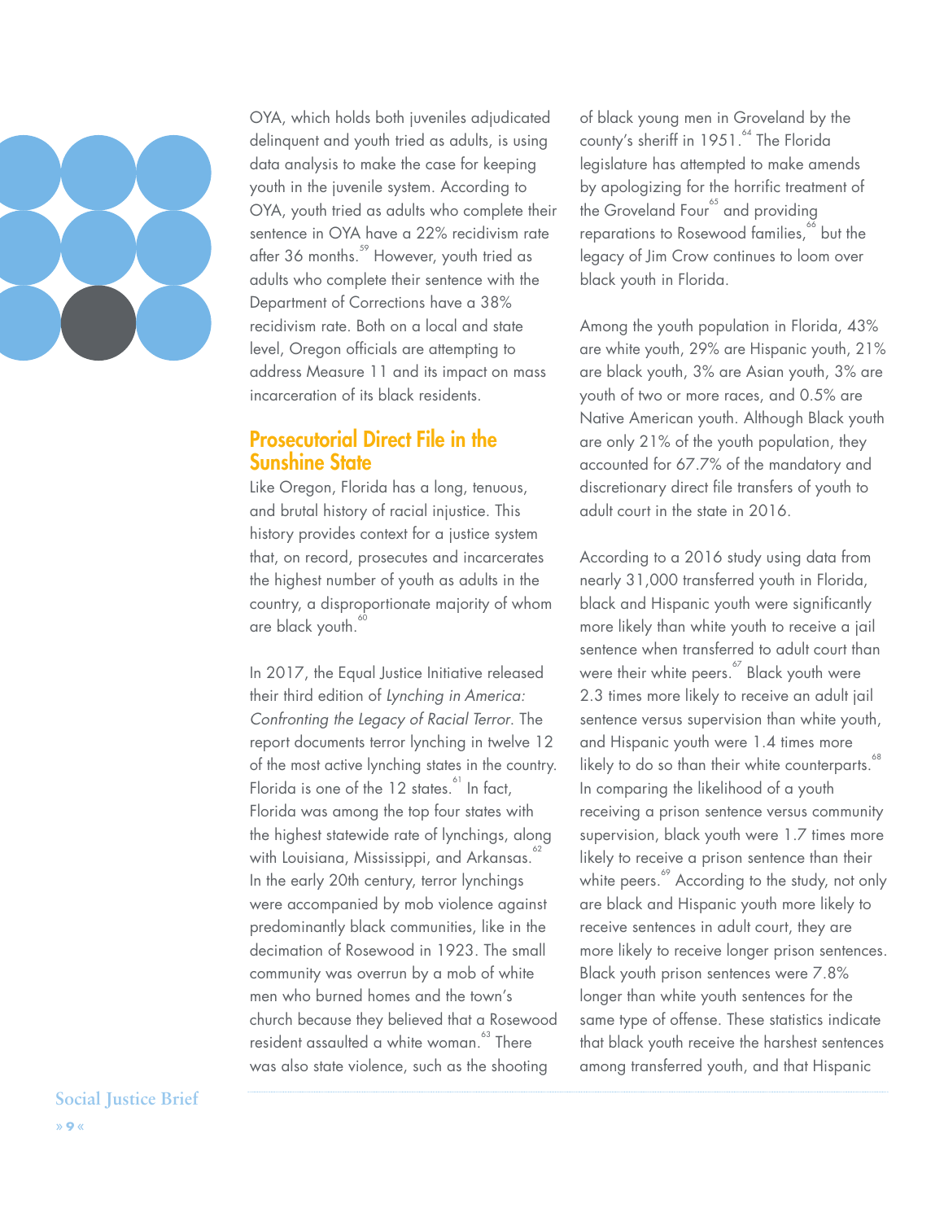OYA, which holds both juveniles adjudicated delinquent and youth tried as adults, is using data analysis to make the case for keeping youth in the juvenile system. According to OYA, youth tried as adults who complete their sentence in OYA have a 22% recidivism rate after 36 months.[59] However, youth tried as adults who complete their sentence with the Department of Corrections have a 38% recidivism rate. Both on a local and state level, Oregon officials are attempting to address Measure 11 and its impact on mass incarceration of its black residents.

## Prosecutorial Direct File in the Sunshine State

Like Oregon, Florida has a long, tenuous, and brutal history of racial injustice. This history provides context for a justice system that, on record, prosecutes and incarcerates the highest number of youth as adults in the country, a disproportionate majority of whom are black youth.[60]

In 2017, the Equal Justice Initiative released their third edition of *Lynching in America: Confronting the Legacy of Racial Terror*. The report documents terror lynching in twelve 12 of the most active lynching states in the country. Florida is one of the 12 states.[61] In fact, Florida was among the top four states with the highest statewide rate of lynchings, along with Louisiana, Mississippi, and Arkansas.[62] In the early 20th century, terror lynchings were accompanied by mob violence against predominantly black communities, like in the decimation of Rosewood in 1923. The small community was overrun by a mob of white men who burned homes and the town's church because they believed that a Rosewood resident assaulted a white woman.[63] There was also state violence, such as the shooting of black young men in Groveland by the county's sheriff in 1951.[64] The Florida legislature has attempted to make amends by apologizing for the horrific treatment of the Groveland Four[65] and providing reparations to Rosewood families,[66] but the legacy of Jim Crow continues to loom over black youth in Florida.

Among the youth population in Florida, 43% are white youth, 29% are Hispanic youth, 21% are black youth, 3% are Asian youth, 3% are youth of two or more races, and 0.5% are Native American youth. Although Black youth are only 21% of the youth population, they accounted for 67.7% of the mandatory and discretionary direct file transfers of youth to adult court in the state in 2016.

According to a 2016 study using data from nearly 31,000 transferred youth in Florida, black and Hispanic youth were significantly more likely than white youth to receive a jail sentence when transferred to adult court than were their white peers.[67] Black youth were 2.3 times more likely to receive an adult jail sentence versus supervision than white youth, and Hispanic youth were 1.4 times more likely to do so than their white counterparts.[68] In comparing the likelihood of a youth receiving a prison sentence versus community supervision, black youth were 1.7 times more likely to receive a prison sentence than their white peers.[69] According to the study, not only are black and Hispanic youth more likely to receive sentences in adult court, they are more likely to receive longer prison sentences. Black youth prison sentences were 7.8% longer than white youth sentences for the same type of offense. These statistics indicate that black youth receive the harshest sentences among transferred youth, and that Hispanic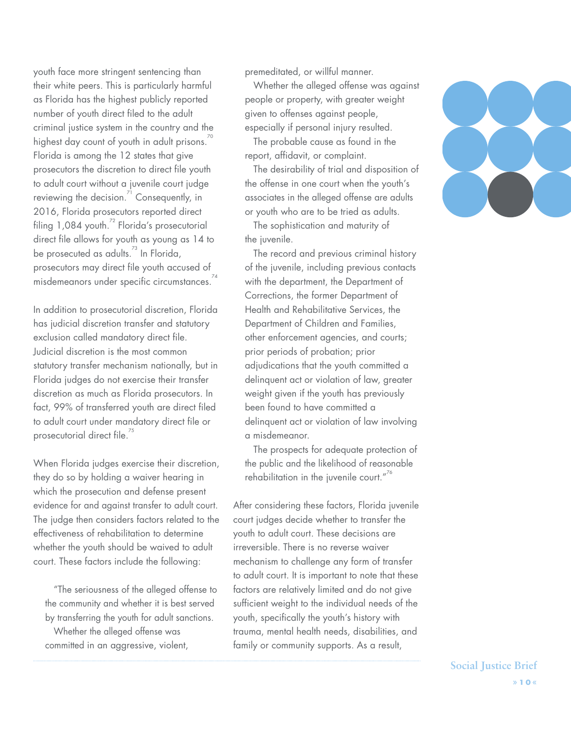youth face more stringent sentencing than their white peers. This is particularly harmful as Florida has the highest publicly reported number of youth direct filed to the adult criminal justice system in the country and the highest day count of youth in adult prisons.[70] Florida is among the 12 states that give prosecutors the discretion to direct file youth to adult court without a juvenile court judge reviewing the decision.[71] Consequently, in 2016, Florida prosecutors reported direct filing 1,084 youth.[72] Florida's prosecutorial direct file allows for youth as young as 14 to be prosecuted as adults.[73] In Florida, prosecutors may direct file youth accused of misdemeanors under specific circumstances.[74]

In addition to prosecutorial discretion, Florida has judicial discretion transfer and statutory exclusion called mandatory direct file. Judicial discretion is the most common statutory transfer mechanism nationally, but in Florida judges do not exercise their transfer discretion as much as Florida prosecutors. In fact, 99% of transferred youth are direct filed to adult court under mandatory direct file or prosecutorial direct file.[75]

When Florida judges exercise their discretion, they do so by holding a waiver hearing in which the prosecution and defense present evidence for and against transfer to adult court. The judge then considers factors related to the effectiveness of rehabilitation to determine whether the youth should be waived to adult court. These factors include the following:

> "The seriousness of the alleged offense to the community and whether it is best served by transferring the youth for adult sanctions.
>
> Whether the alleged offense was committed in an aggressive, violent, premeditated, or willful manner.
>
> Whether the alleged offense was against people or property, with greater weight given to offenses against people, especially if personal injury resulted.
>
> The probable cause as found in the report, affidavit, or complaint.
>
> The desirability of trial and disposition of the offense in one court when the youth's associates in the alleged offense are adults or youth who are to be tried as adults.
>
> The sophistication and maturity of the juvenile.
>
> The record and previous criminal history of the juvenile, including previous contacts with the department, the Department of Corrections, the former Department of Health and Rehabilitative Services, the Department of Children and Families, other enforcement agencies, and courts; prior periods of probation; prior adjudications that the youth committed a delinquent act or violation of law, greater weight given if the youth has previously been found to have committed a delinquent act or violation of law involving a misdemeanor.
>
> The prospects for adequate protection of the public and the likelihood of reasonable rehabilitation in the juvenile court."[76]

After considering these factors, Florida juvenile court judges decide whether to transfer the youth to adult court. These decisions are irreversible. There is no reverse waiver mechanism to challenge any form of transfer to adult court. It is important to note that these factors are relatively limited and do not give sufficient weight to the individual needs of the youth, specifically the youth's history with trauma, mental health needs, disabilities, and family or community supports. As a result,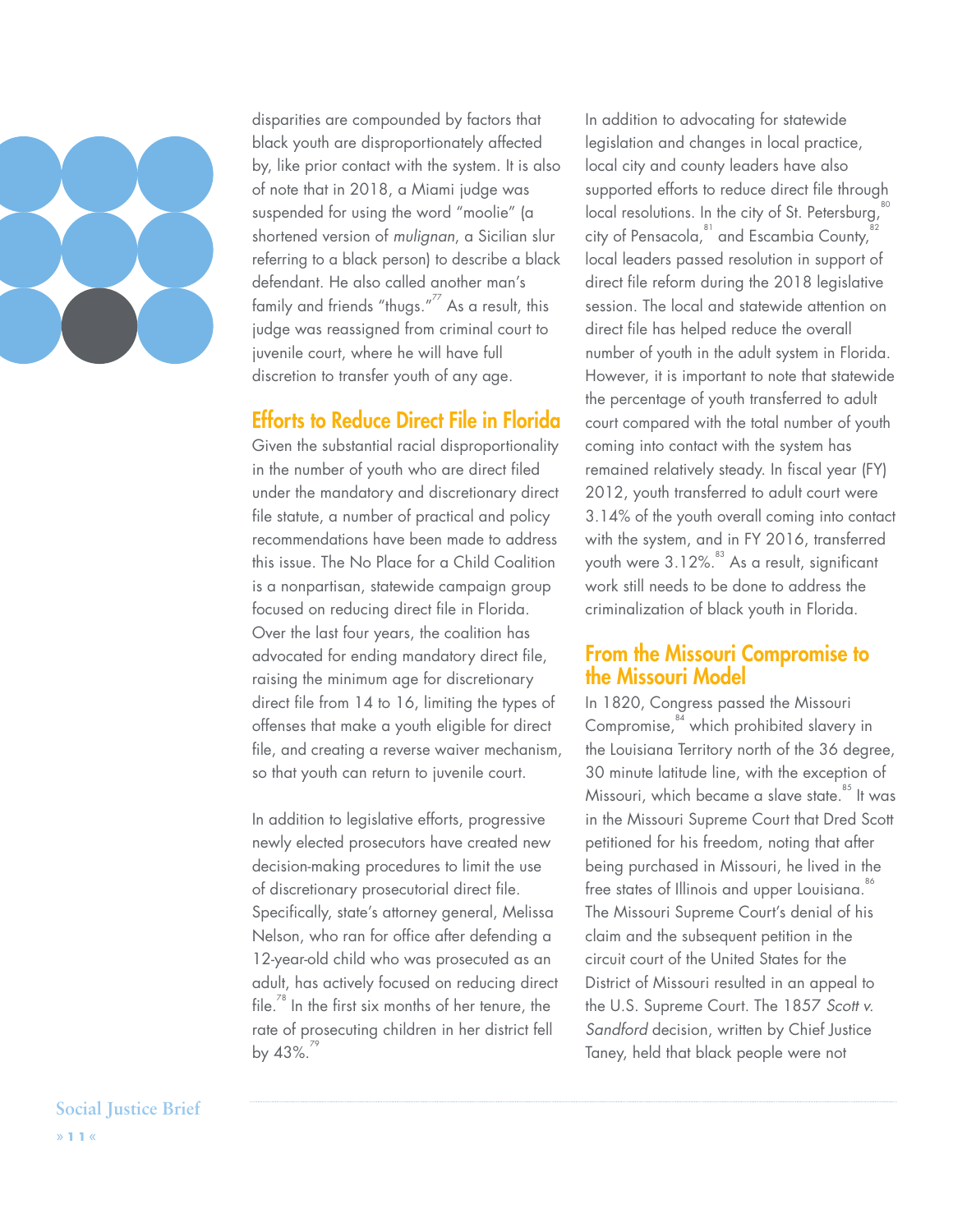disparities are compounded by factors that black youth are disproportionately affected by, like prior contact with the system. It is also of note that in 2018, a Miami judge was suspended for using the word "moolie" (a shortened version of *mulignan*, a Sicilian slur referring to a black person) to describe a black defendant. He also called another man's family and friends "thugs."[77] As a result, this judge was reassigned from criminal court to juvenile court, where he will have full discretion to transfer youth of any age.

## Efforts to Reduce Direct File in Florida

Given the substantial racial disproportionality in the number of youth who are direct filed under the mandatory and discretionary direct file statute, a number of practical and policy recommendations have been made to address this issue. The No Place for a Child Coalition is a nonpartisan, statewide campaign group focused on reducing direct file in Florida. Over the last four years, the coalition has advocated for ending mandatory direct file, raising the minimum age for discretionary direct file from 14 to 16, limiting the types of offenses that make a youth eligible for direct file, and creating a reverse waiver mechanism, so that youth can return to juvenile court.

In addition to legislative efforts, progressive newly elected prosecutors have created new decision-making procedures to limit the use of discretionary prosecutorial direct file. Specifically, state's attorney general, Melissa Nelson, who ran for office after defending a 12-year-old child who was prosecuted as an adult, has actively focused on reducing direct file.[78] In the first six months of her tenure, the rate of prosecuting children in her district fell by 43%.[79]

In addition to advocating for statewide legislation and changes in local practice, local city and county leaders have also supported efforts to reduce direct file through local resolutions. In the city of St. Petersburg,[80] city of Pensacola,[81] and Escambia County,[82] local leaders passed resolution in support of direct file reform during the 2018 legislative session. The local and statewide attention on direct file has helped reduce the overall number of youth in the adult system in Florida. However, it is important to note that statewide the percentage of youth transferred to adult court compared with the total number of youth coming into contact with the system has remained relatively steady. In fiscal year (FY) 2012, youth transferred to adult court were 3.14% of the youth overall coming into contact with the system, and in FY 2016, transferred youth were 3.12%.[83] As a result, significant work still needs to be done to address the criminalization of black youth in Florida.

## From the Missouri Compromise to the Missouri Model

In 1820, Congress passed the Missouri Compromise,[84] which prohibited slavery in the Louisiana Territory north of the 36 degree, 30 minute latitude line, with the exception of Missouri, which became a slave state.[85] It was in the Missouri Supreme Court that Dred Scott petitioned for his freedom, noting that after being purchased in Missouri, he lived in the free states of Illinois and upper Louisiana.[86] The Missouri Supreme Court's denial of his claim and the subsequent petition in the circuit court of the United States for the District of Missouri resulted in an appeal to the U.S. Supreme Court. The 1857 *Scott v. Sandford* decision, written by Chief Justice Taney, held that black people were not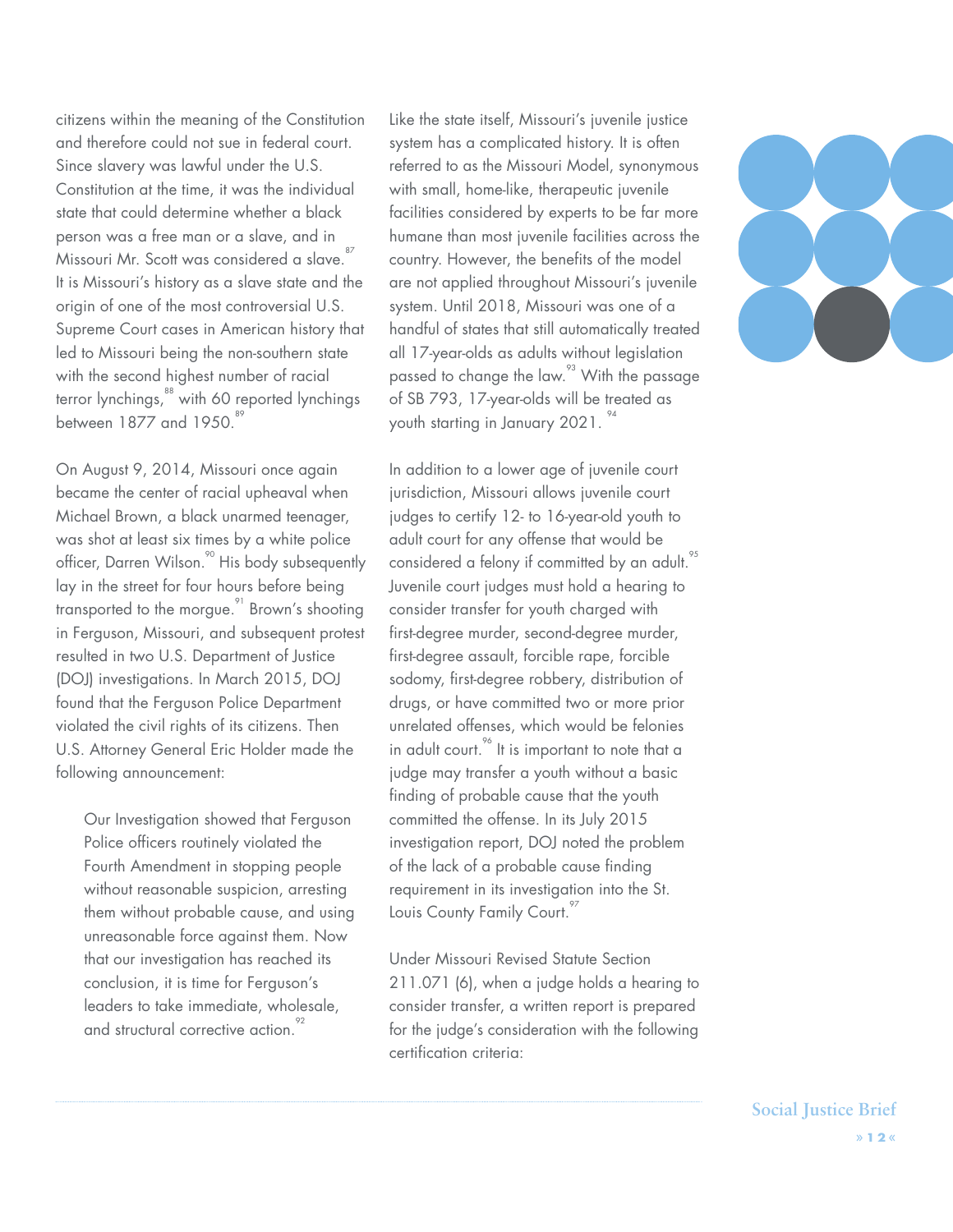citizens within the meaning of the Constitution and therefore could not sue in federal court. Since slavery was lawful under the U.S. Constitution at the time, it was the individual state that could determine whether a black person was a free man or a slave, and in Missouri Mr. Scott was considered a slave.[87] It is Missouri's history as a slave state and the origin of one of the most controversial U.S. Supreme Court cases in American history that led to Missouri being the non-southern state with the second highest number of racial terror lynchings,[88] with 60 reported lynchings between 1877 and 1950.[89]

On August 9, 2014, Missouri once again became the center of racial upheaval when Michael Brown, a black unarmed teenager, was shot at least six times by a white police officer, Darren Wilson.[90] His body subsequently lay in the street for four hours before being transported to the morgue.[91] Brown's shooting in Ferguson, Missouri, and subsequent protest resulted in two U.S. Department of Justice (DOJ) investigations. In March 2015, DOJ found that the Ferguson Police Department violated the civil rights of its citizens. Then U.S. Attorney General Eric Holder made the following announcement:

> Our Investigation showed that Ferguson Police officers routinely violated the Fourth Amendment in stopping people without reasonable suspicion, arresting them without probable cause, and using unreasonable force against them. Now that our investigation has reached its conclusion, it is time for Ferguson's leaders to take immediate, wholesale, and structural corrective action.[92]

Like the state itself, Missouri's juvenile justice system has a complicated history. It is often referred to as the Missouri Model, synonymous with small, home-like, therapeutic juvenile facilities considered by experts to be far more humane than most juvenile facilities across the country. However, the benefits of the model are not applied throughout Missouri's juvenile system. Until 2018, Missouri was one of a handful of states that still automatically treated all 17-year-olds as adults without legislation passed to change the law.[93] With the passage of SB 793, 17-year-olds will be treated as youth starting in January 2021.[94]

In addition to a lower age of juvenile court jurisdiction, Missouri allows juvenile court judges to certify 12- to 16-year-old youth to adult court for any offense that would be considered a felony if committed by an adult.[95] Juvenile court judges must hold a hearing to consider transfer for youth charged with first-degree murder, second-degree murder, first-degree assault, forcible rape, forcible sodomy, first-degree robbery, distribution of drugs, or have committed two or more prior unrelated offenses, which would be felonies in adult court.[96] It is important to note that a judge may transfer a youth without a basic finding of probable cause that the youth committed the offense. In its July 2015 investigation report, DOJ noted the problem of the lack of a probable cause finding requirement in its investigation into the St. Louis County Family Court.[97]

Under Missouri Revised Statute Section 211.071 (6), when a judge holds a hearing to consider transfer, a written report is prepared for the judge's consideration with the following certification criteria: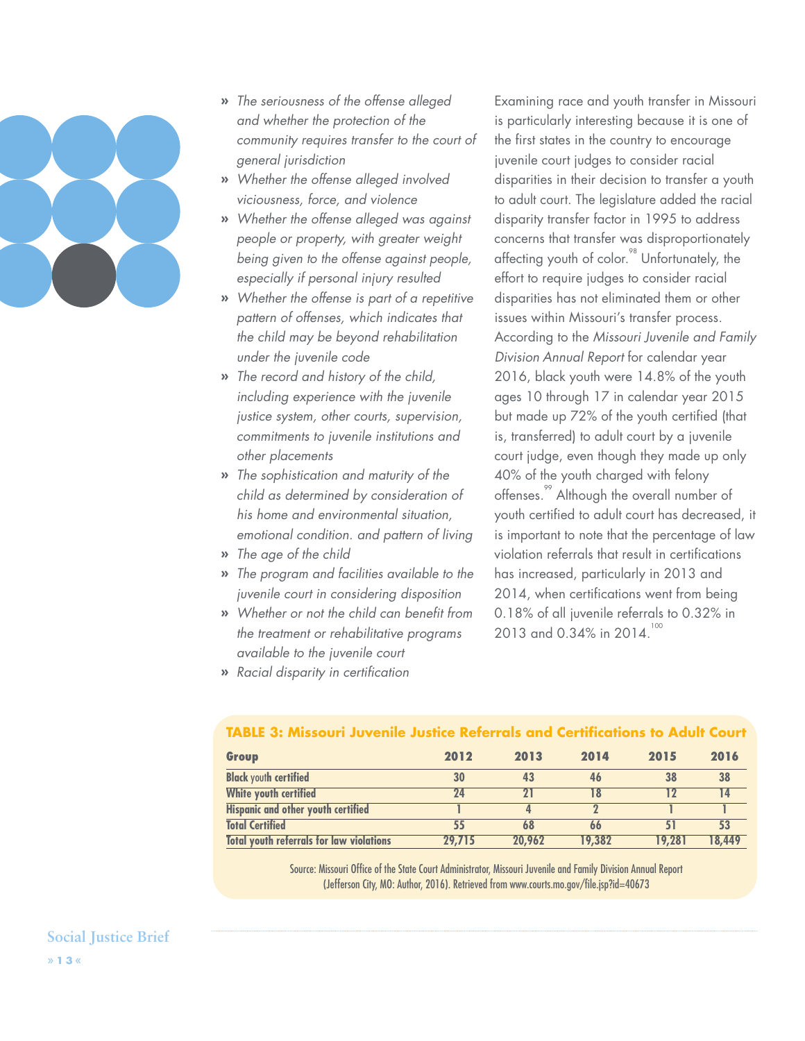- *The seriousness of the offense alleged and whether the protection of the community requires transfer to the court of general jurisdiction*
- *Whether the offense alleged involved viciousness, force, and violence*
- *Whether the offense alleged was against people or property, with greater weight being given to the offense against people, especially if personal injury resulted*
- *Whether the offense is part of a repetitive pattern of offenses, which indicates that the child may be beyond rehabilitation under the juvenile code*
- *The record and history of the child, including experience with the juvenile justice system, other courts, supervision, commitments to juvenile institutions and other placements*
- *The sophistication and maturity of the child as determined by consideration of his home and environmental situation, emotional condition. and pattern of living*
- *The age of the child*
- *The program and facilities available to the juvenile court in considering disposition*
- *Whether or not the child can benefit from the treatment or rehabilitative programs available to the juvenile court*
- *Racial disparity in certification*

Examining race and youth transfer in Missouri is particularly interesting because it is one of the first states in the country to encourage juvenile court judges to consider racial disparities in their decision to transfer a youth to adult court. The legislature added the racial disparity transfer factor in 1995 to address concerns that transfer was disproportionately affecting youth of color.[98] Unfortunately, the effort to require judges to consider racial disparities has not eliminated them or other issues within Missouri's transfer process. According to the *Missouri Juvenile and Family Division Annual Report* for calendar year 2016, black youth were 14.8% of the youth ages 10 through 17 in calendar year 2015 but made up 72% of the youth certified (that is, transferred) to adult court by a juvenile court judge, even though they made up only 40% of the youth charged with felony offenses.[99] Although the overall number of youth certified to adult court has decreased, it is important to note that the percentage of law violation referrals that result in certifications has increased, particularly in 2013 and 2014, when certifications went from being 0.18% of all juvenile referrals to 0.32% in 2013 and 0.34% in 2014.[100]

**TABLE 3: Missouri Juvenile Justice Referrals and Certifications to Adult Court**

| Group | 2012 | 2013 | 2014 | 2015 | 2016 |
|---|---|---|---|---|---|
| Black youth certified | 30 | 43 | 46 | 38 | 38 |
| White youth certified | 24 | 21 | 18 | 12 | 14 |
| Hispanic and other youth certified | 1 | 4 | 2 | 1 | 1 |
| Total Certified | 55 | 68 | 66 | 51 | 53 |
| Total youth referrals for law violations | 29,715 | 20,962 | 19,382 | 19,281 | 18,449 |

Source: Missouri Office of the State Court Administrator, Missouri Juvenile and Family Division Annual Report (Jefferson City, MO: Author, 2016). Retrieved from www.courts.mo.gov/file.jsp?id=40673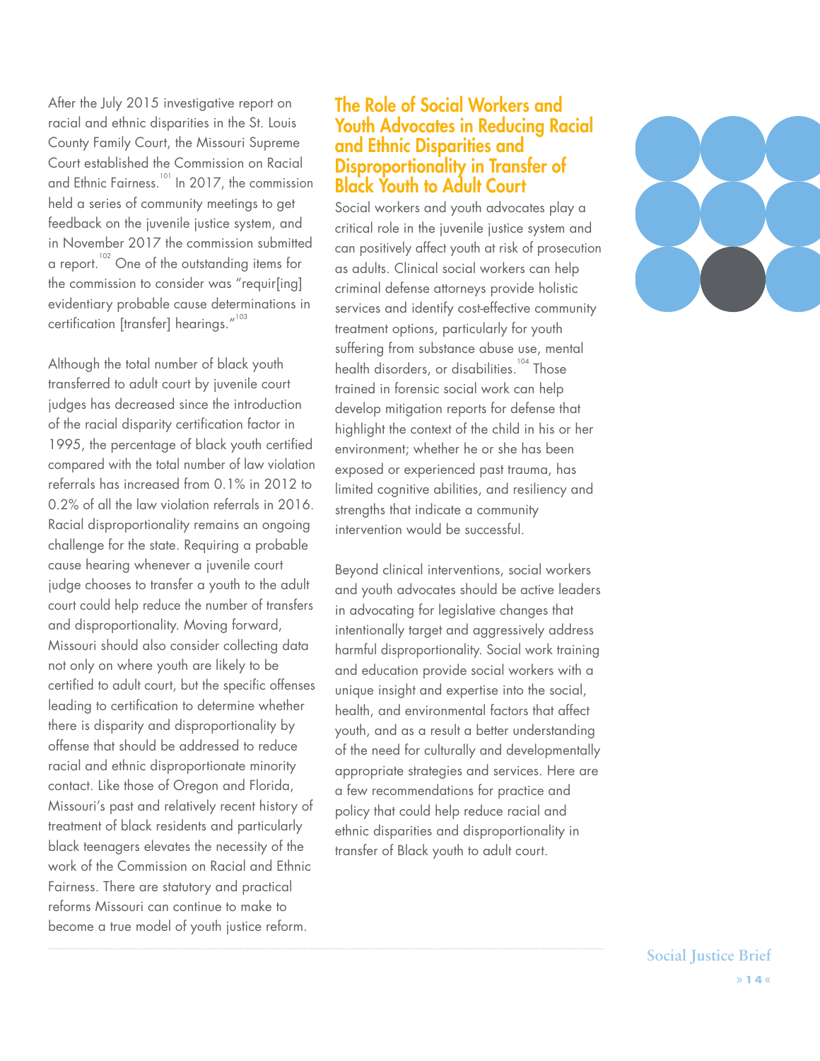After the July 2015 investigative report on racial and ethnic disparities in the St. Louis County Family Court, the Missouri Supreme Court established the Commission on Racial and Ethnic Fairness.[101] In 2017, the commission held a series of community meetings to get feedback on the juvenile justice system, and in November 2017 the commission submitted a report.[102] One of the outstanding items for the commission to consider was "requir[ing] evidentiary probable cause determinations in certification [transfer] hearings."[103]

Although the total number of black youth transferred to adult court by juvenile court judges has decreased since the introduction of the racial disparity certification factor in 1995, the percentage of black youth certified compared with the total number of law violation referrals has increased from 0.1% in 2012 to 0.2% of all the law violation referrals in 2016. Racial disproportionality remains an ongoing challenge for the state. Requiring a probable cause hearing whenever a juvenile court judge chooses to transfer a youth to the adult court could help reduce the number of transfers and disproportionality. Moving forward, Missouri should also consider collecting data not only on where youth are likely to be certified to adult court, but the specific offenses leading to certification to determine whether there is disparity and disproportionality by offense that should be addressed to reduce racial and ethnic disproportionate minority contact. Like those of Oregon and Florida, Missouri's past and relatively recent history of treatment of black residents and particularly black teenagers elevates the necessity of the work of the Commission on Racial and Ethnic Fairness. There are statutory and practical reforms Missouri can continue to make to become a true model of youth justice reform.

## The Role of Social Workers and Youth Advocates in Reducing Racial and Ethnic Disparities and Disproportionality in Transfer of Black Youth to Adult Court

Social workers and youth advocates play a critical role in the juvenile justice system and can positively affect youth at risk of prosecution as adults. Clinical social workers can help criminal defense attorneys provide holistic services and identify cost-effective community treatment options, particularly for youth suffering from substance abuse use, mental health disorders, or disabilities.[104] Those trained in forensic social work can help develop mitigation reports for defense that highlight the context of the child in his or her environment; whether he or she has been exposed or experienced past trauma, has limited cognitive abilities, and resiliency and strengths that indicate a community intervention would be successful.

Beyond clinical interventions, social workers and youth advocates should be active leaders in advocating for legislative changes that intentionally target and aggressively address harmful disproportionality. Social work training and education provide social workers with a unique insight and expertise into the social, health, and environmental factors that affect youth, and as a result a better understanding of the need for culturally and developmentally appropriate strategies and services. Here are a few recommendations for practice and policy that could help reduce racial and ethnic disparities and disproportionality in transfer of Black youth to adult court.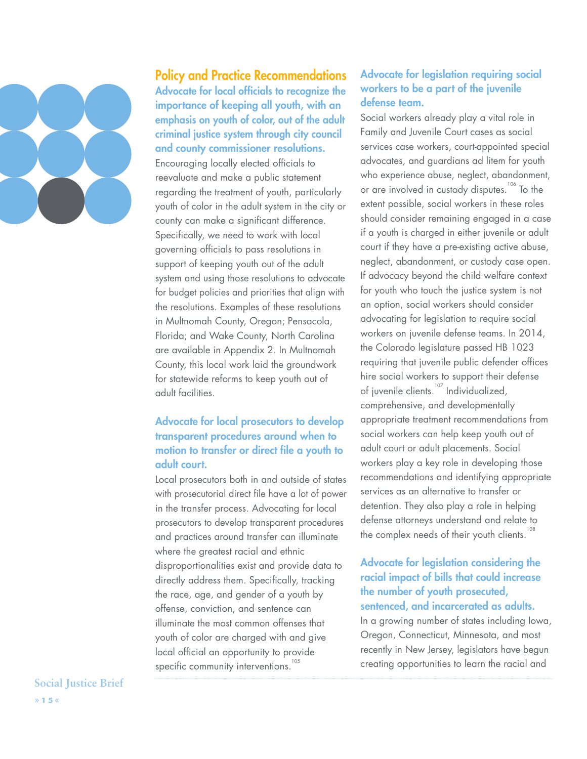## Policy and Practice Recommendations

### Advocate for local officials to recognize the importance of keeping all youth, with an emphasis on youth of color, out of the adult criminal justice system through city council and county commissioner resolutions.

Encouraging locally elected officials to reevaluate and make a public statement regarding the treatment of youth, particularly youth of color in the adult system in the city or county can make a significant difference. Specifically, we need to work with local governing officials to pass resolutions in support of keeping youth out of the adult system and using those resolutions to advocate for budget policies and priorities that align with the resolutions. Examples of these resolutions in Multnomah County, Oregon; Pensacola, Florida; and Wake County, North Carolina are available in Appendix 2. In Multnomah County, this local work laid the groundwork for statewide reforms to keep youth out of adult facilities.

### Advocate for local prosecutors to develop transparent procedures around when to motion to transfer or direct file a youth to adult court.

Local prosecutors both in and outside of states with prosecutorial direct file have a lot of power in the transfer process. Advocating for local prosecutors to develop transparent procedures and practices around transfer can illuminate where the greatest racial and ethnic disproportionalities exist and provide data to directly address them. Specifically, tracking the race, age, and gender of a youth by offense, conviction, and sentence can illuminate the most common offenses that youth of color are charged with and give local official an opportunity to provide specific community interventions.[105]

### Advocate for legislation requiring social workers to be a part of the juvenile defense team.

Social workers already play a vital role in Family and Juvenile Court cases as social services case workers, court-appointed special advocates, and guardians ad litem for youth who experience abuse, neglect, abandonment, or are involved in custody disputes.[106] To the extent possible, social workers in these roles should consider remaining engaged in a case if a youth is charged in either juvenile or adult court if they have a pre-existing active abuse, neglect, abandonment, or custody case open. If advocacy beyond the child welfare context for youth who touch the justice system is not an option, social workers should consider advocating for legislation to require social workers on juvenile defense teams. In 2014, the Colorado legislature passed HB 1023 requiring that juvenile public defender offices hire social workers to support their defense of juvenile clients.[107] Individualized, comprehensive, and developmentally appropriate treatment recommendations from social workers can help keep youth out of adult court or adult placements. Social workers play a key role in developing those recommendations and identifying appropriate services as an alternative to transfer or detention. They also play a role in helping defense attorneys understand and relate to the complex needs of their youth clients.[108]

### Advocate for legislation considering the racial impact of bills that could increase the number of youth prosecuted, sentenced, and incarcerated as adults.

In a growing number of states including Iowa, Oregon, Connecticut, Minnesota, and most recently in New Jersey, legislators have begun creating opportunities to learn the racial and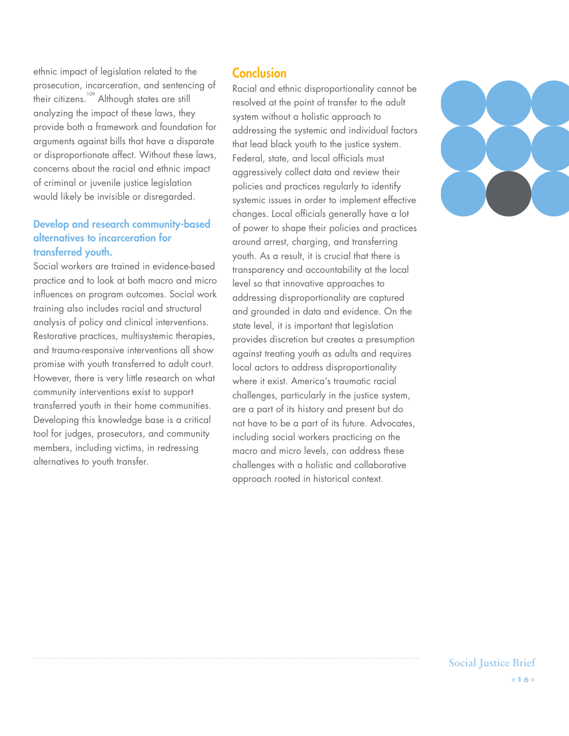ethnic impact of legislation related to the prosecution, incarceration, and sentencing of their citizens.[109] Although states are still analyzing the impact of these laws, they provide both a framework and foundation for arguments against bills that have a disparate or disproportionate affect. Without these laws, concerns about the racial and ethnic impact of criminal or juvenile justice legislation would likely be invisible or disregarded.

### Develop and research community-based alternatives to incarceration for transferred youth.

Social workers are trained in evidence-based practice and to look at both macro and micro influences on program outcomes. Social work training also includes racial and structural analysis of policy and clinical interventions. Restorative practices, multisystemic therapies, and trauma-responsive interventions all show promise with youth transferred to adult court. However, there is very little research on what community interventions exist to support transferred youth in their home communities. Developing this knowledge base is a critical tool for judges, prosecutors, and community members, including victims, in redressing alternatives to youth transfer.

## Conclusion

Racial and ethnic disproportionality cannot be resolved at the point of transfer to the adult system without a holistic approach to addressing the systemic and individual factors that lead black youth to the justice system. Federal, state, and local officials must aggressively collect data and review their policies and practices regularly to identify systemic issues in order to implement effective changes. Local officials generally have a lot of power to shape their policies and practices around arrest, charging, and transferring youth. As a result, it is crucial that there is transparency and accountability at the local level so that innovative approaches to addressing disproportionality are captured and grounded in data and evidence. On the state level, it is important that legislation provides discretion but creates a presumption against treating youth as adults and requires local actors to address disproportionality where it exist. America's traumatic racial challenges, particularly in the justice system, are a part of its history and present but do not have to be a part of its future. Advocates, including social workers practicing on the macro and micro levels, can address these challenges with a holistic and collaborative approach rooted in historical context.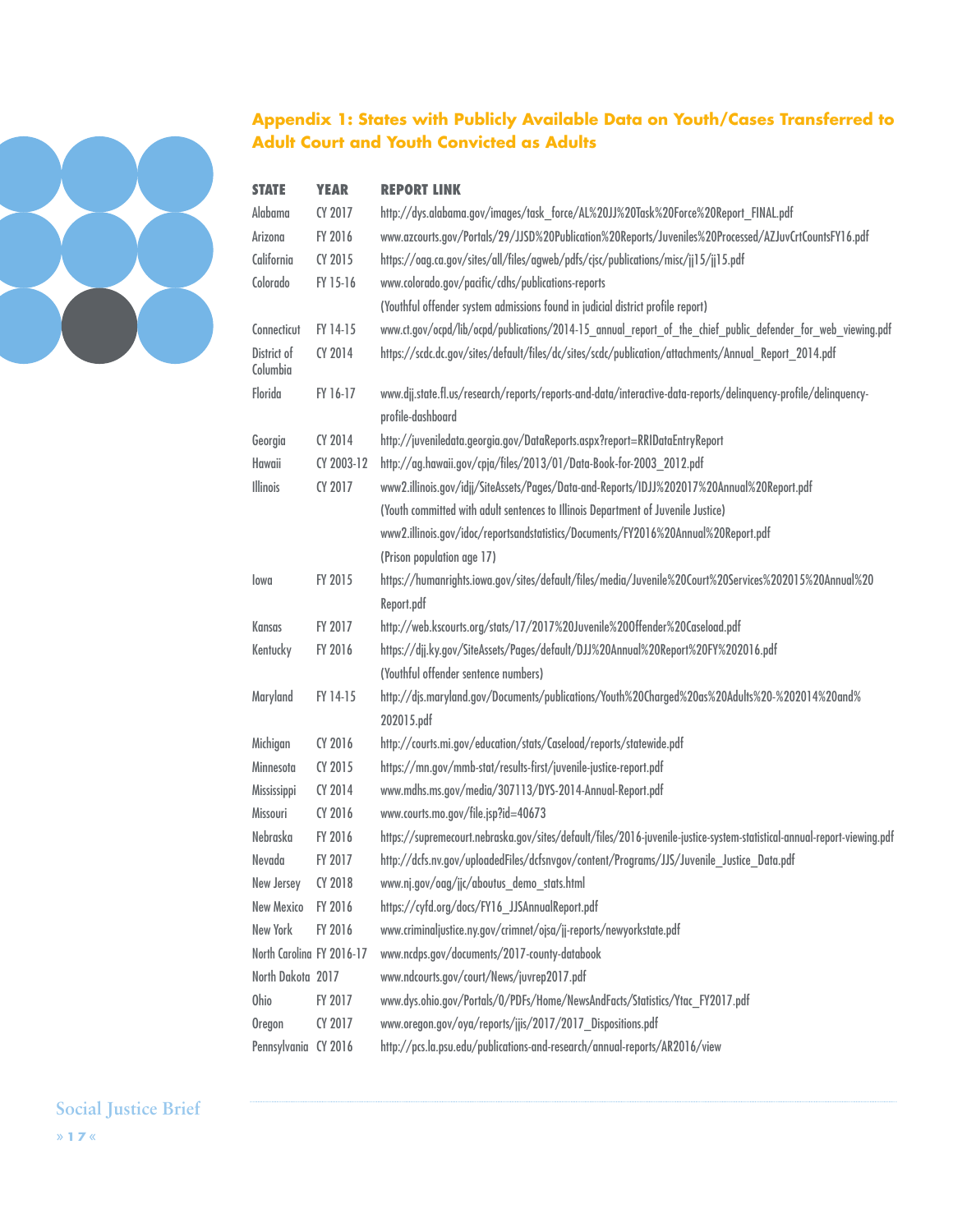## Appendix 1: States with Publicly Available Data on Youth/Cases Transferred to Adult Court and Youth Convicted as Adults

| STATE | YEAR | REPORT LINK |
|---|---|---|
| Alabama | CY 2017 | http://dys.alabama.gov/images/task_force/AL%20JJ%20Task%20Force%20Report_FINAL.pdf |
| Arizona | FY 2016 | www.azcourts.gov/Portals/29/JJSD%20Publication%20Reports/Juveniles%20Processed/AZJuvCrtCountsFY16.pdf |
| California | CY 2015 | https://oag.ca.gov/sites/all/files/agweb/pdfs/cjsc/publications/misc/jj15/jj15.pdf |
| Colorado | FY 15-16 | www.colorado.gov/pacific/cdhs/publications-reports (Youthful offender system admissions found in judicial district profile report) |
| Connecticut | FY 14-15 | www.ct.gov/ocpd/lib/ocpd/publications/2014-15_annual_report_of_the_chief_public_defender_for_web_viewing.pdf |
| District of Columbia | CY 2014 | https://scdc.dc.gov/sites/default/files/dc/sites/scdc/publication/attachments/Annual_Report_2014.pdf |
| Florida | FY 16-17 | www.djj.state.fl.us/research/reports/reports-and-data/interactive-data-reports/delinquency-profile/delinquency-profile-dashboard |
| Georgia | CY 2014 | http://juveniledata.georgia.gov/DataReports.aspx?report=RRIDataEntryReport |
| Hawaii | CY 2003-12 | http://ag.hawaii.gov/cpja/files/2013/01/Data-Book-for-2003_2012.pdf |
| Illinois | CY 2017 | www2.illinois.gov/idjj/SiteAssets/Pages/Data-and-Reports/IDJJ%202017%20Annual%20Report.pdf (Youth committed with adult sentences to Illinois Department of Juvenile Justice) www2.illinois.gov/idoc/reportsandstatistics/Documents/FY2016%20Annual%20Report.pdf (Prison population age 17) |
| Iowa | FY 2015 | https://humanrights.iowa.gov/sites/default/files/media/Juvenile%20Court%20Services%202015%20Annual%20Report.pdf |
| Kansas | FY 2017 | http://web.kscourts.org/stats/17/2017%20Juvenile%20Offender%20Caseload.pdf |
| Kentucky | FY 2016 | https://djj.ky.gov/SiteAssets/Pages/default/DJJ%20Annual%20Report%20FY%202016.pdf (Youthful offender sentence numbers) |
| Maryland | FY 14-15 | http://djs.maryland.gov/Documents/publications/Youth%20Charged%20as%20Adults%20-%202014%20and%202015.pdf |
| Michigan | CY 2016 | http://courts.mi.gov/education/stats/Caseload/reports/statewide.pdf |
| Minnesota | CY 2015 | https://mn.gov/mmb-stat/results-first/juvenile-justice-report.pdf |
| Mississippi | CY 2014 | www.mdhs.ms.gov/media/307113/DYS-2014-Annual-Report.pdf |
| Missouri | CY 2016 | www.courts.mo.gov/file.jsp?id=40673 |
| Nebraska | FY 2016 | https://supremecourt.nebraska.gov/sites/default/files/2016-juvenile-justice-system-statistical-annual-report-viewing.pdf |
| Nevada | FY 2017 | http://dcfs.nv.gov/uploadedFiles/dcfsnvgov/content/Programs/JJS/Juvenile_Justice_Data.pdf |
| New Jersey | CY 2018 | www.nj.gov/oag/jjc/aboutus_demo_stats.html |
| New Mexico | FY 2016 | https://cyfd.org/docs/FY16_JJSAnnualReport.pdf |
| New York | FY 2016 | www.criminaljustice.ny.gov/crimnet/ojsa/jj-reports/newyorkstate.pdf |
| North Carolina | FY 2016-17 | www.ncdps.gov/documents/2017-county-databook |
| North Dakota | 2017 | www.ndcourts.gov/court/News/juvrep2017.pdf |
| Ohio | FY 2017 | www.dys.ohio.gov/Portals/0/PDFs/Home/NewsAndFacts/Statistics/Ytac_FY2017.pdf |
| Oregon | CY 2017 | www.oregon.gov/oya/reports/jjis/2017/2017_Dispositions.pdf |
| Pennsylvania | CY 2016 | http://pcs.la.psu.edu/publications-and-research/annual-reports/AR2016/view |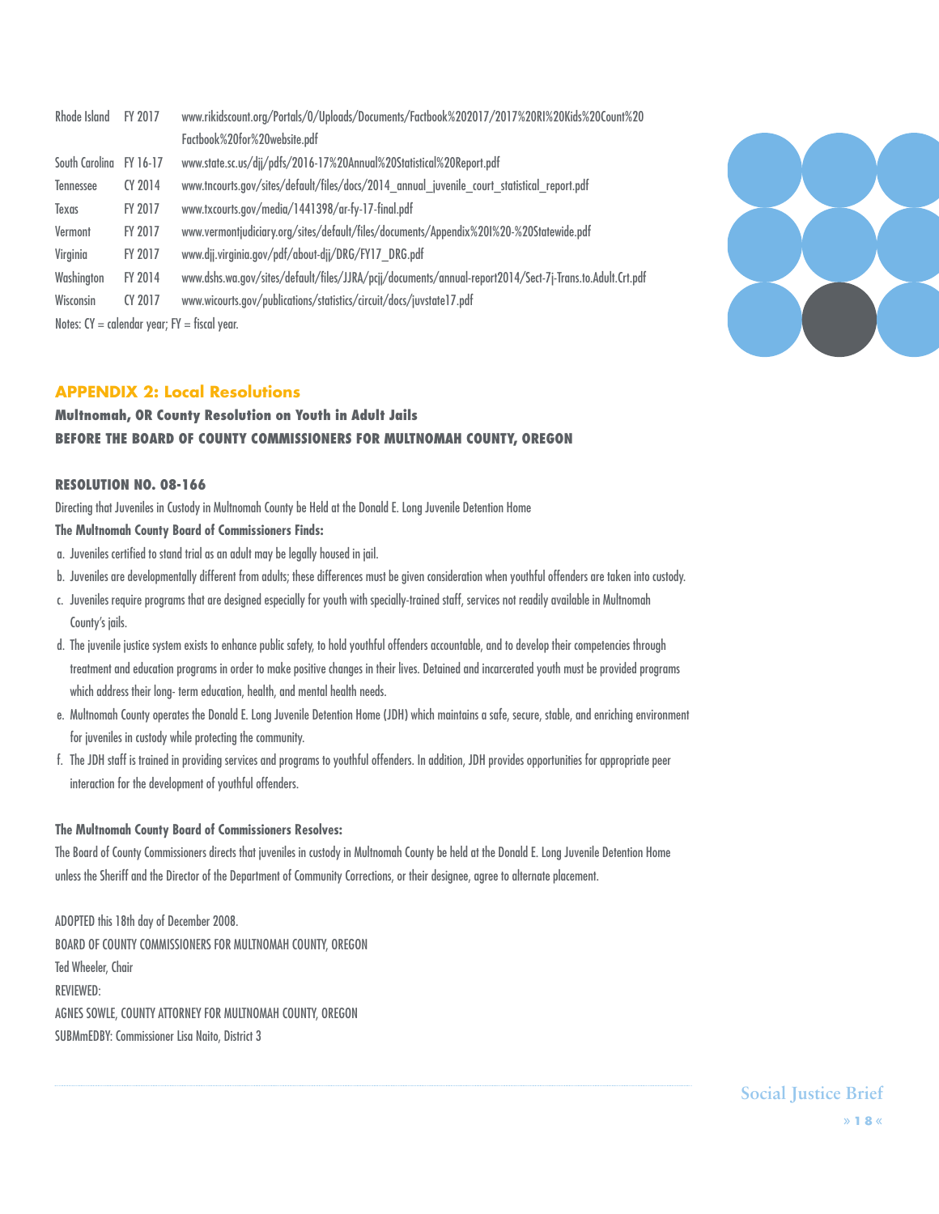| | | |
|---|---|---|
| Rhode Island | FY 2017 | www.rikidscount.org/Portals/0/Uploads/Documents/Factbook%202017/2017%20RI%20Kids%20Count%20Factbook%20for%20website.pdf |
| South Carolina | FY 16-17 | www.state.sc.us/djj/pdfs/2016-17%20Annual%20Statistical%20Report.pdf |
| Tennessee | CY 2014 | www.tncourts.gov/sites/default/files/docs/2014_annual_juvenile_court_statistical_report.pdf |
| Texas | FY 2017 | www.txcourts.gov/media/1441398/ar-fy-17-final.pdf |
| Vermont | FY 2017 | www.vermontjudiciary.org/sites/default/files/documents/Appendix%20I%20-%20Statewide.pdf |
| Virginia | FY 2017 | www.djj.virginia.gov/pdf/about-djj/DRG/FY17_DRG.pdf |
| Washington | FY 2014 | www.dshs.wa.gov/sites/default/files/JJRA/pcjj/documents/annual-report2014/Sect-7j-Trans.to.Adult.Crt.pdf |
| Wisconsin | CY 2017 | www.wicourts.gov/publications/statistics/circuit/docs/juvstate17.pdf |

Notes: CY = calendar year; FY = fiscal year.

## APPENDIX 2: Local Resolutions

### Multnomah, OR County Resolution on Youth in Adult Jails

### BEFORE THE BOARD OF COUNTY COMMISSIONERS FOR MULTNOMAH COUNTY, OREGON

#### RESOLUTION NO. 08-166

Directing that Juveniles in Custody in Multnomah County be Held at the Donald E. Long Juvenile Detention Home

**The Multnomah County Board of Commissioners Finds:**

a. Juveniles certified to stand trial as an adult may be legally housed in jail.
b. Juveniles are developmentally different from adults; these differences must be given consideration when youthful offenders are taken into custody.
c. Juveniles require programs that are designed especially for youth with specially-trained staff, services not readily available in Multnomah County's jails.
d. The juvenile justice system exists to enhance public safety, to hold youthful offenders accountable, and to develop their competencies through treatment and education programs in order to make positive changes in their lives. Detained and incarcerated youth must be provided programs which address their long- term education, health, and mental health needs.
e. Multnomah County operates the Donald E. Long Juvenile Detention Home (JDH) which maintains a safe, secure, stable, and enriching environment for juveniles in custody while protecting the community.
f. The JDH staff is trained in providing services and programs to youthful offenders. In addition, JDH provides opportunities for appropriate peer interaction for the development of youthful offenders.

**The Multnomah County Board of Commissioners Resolves:**

The Board of County Commissioners directs that juveniles in custody in Multnomah County be held at the Donald E. Long Juvenile Detention Home unless the Sheriff and the Director of the Department of Community Corrections, or their designee, agree to alternate placement.

ADOPTED this 18th day of December 2008.
BOARD OF COUNTY COMMISSIONERS FOR MULTNOMAH COUNTY, OREGON
Ted Wheeler, Chair
REVIEWED:
AGNES SOWLE, COUNTY ATTORNEY FOR MULTNOMAH COUNTY, OREGON
SUBMmEDBY: Commissioner Lisa Naito, District 3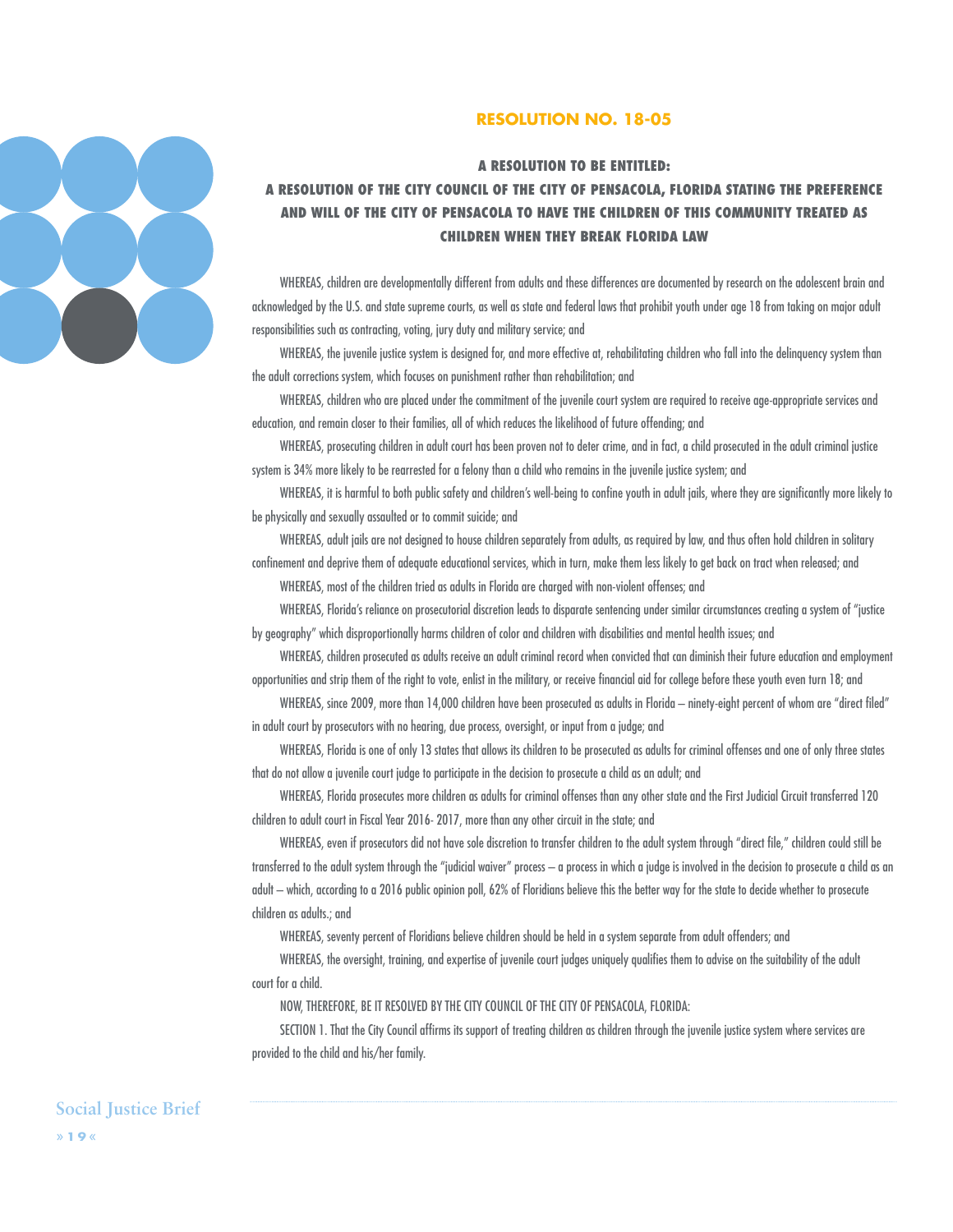## RESOLUTION NO. 18-05

**A RESOLUTION TO BE ENTITLED:**

**A RESOLUTION OF THE CITY COUNCIL OF THE CITY OF PENSACOLA, FLORIDA STATING THE PREFERENCE AND WILL OF THE CITY OF PENSACOLA TO HAVE THE CHILDREN OF THIS COMMUNITY TREATED AS CHILDREN WHEN THEY BREAK FLORIDA LAW**

WHEREAS, children are developmentally different from adults and these differences are documented by research on the adolescent brain and acknowledged by the U.S. and state supreme courts, as well as state and federal laws that prohibit youth under age 18 from taking on major adult responsibilities such as contracting, voting, jury duty and military service; and

WHEREAS, the juvenile justice system is designed for, and more effective at, rehabilitating children who fall into the delinquency system than the adult corrections system, which focuses on punishment rather than rehabilitation; and

WHEREAS, children who are placed under the commitment of the juvenile court system are required to receive age-appropriate services and education, and remain closer to their families, all of which reduces the likelihood of future offending; and

WHEREAS, prosecuting children in adult court has been proven not to deter crime, and in fact, a child prosecuted in the adult criminal justice system is 34% more likely to be rearrested for a felony than a child who remains in the juvenile justice system; and

WHEREAS, it is harmful to both public safety and children's well-being to confine youth in adult jails, where they are significantly more likely to be physically and sexually assaulted or to commit suicide; and

WHEREAS, adult jails are not designed to house children separately from adults, as required by law, and thus often hold children in solitary confinement and deprive them of adequate educational services, which in turn, make them less likely to get back on tract when released; and

WHEREAS, most of the children tried as adults in Florida are charged with non-violent offenses; and

WHEREAS, Florida's reliance on prosecutorial discretion leads to disparate sentencing under similar circumstances creating a system of "justice by geography" which disproportionally harms children of color and children with disabilities and mental health issues; and

WHEREAS, children prosecuted as adults receive an adult criminal record when convicted that can diminish their future education and employment opportunities and strip them of the right to vote, enlist in the military, or receive financial aid for college before these youth even turn 18; and

WHEREAS, since 2009, more than 14,000 children have been prosecuted as adults in Florida – ninety-eight percent of whom are "direct filed" in adult court by prosecutors with no hearing, due process, oversight, or input from a judge; and

WHEREAS, Florida is one of only 13 states that allows its children to be prosecuted as adults for criminal offenses and one of only three states that do not allow a juvenile court judge to participate in the decision to prosecute a child as an adult; and

WHEREAS, Florida prosecutes more children as adults for criminal offenses than any other state and the First Judicial Circuit transferred 120 children to adult court in Fiscal Year 2016- 2017, more than any other circuit in the state; and

WHEREAS, even if prosecutors did not have sole discretion to transfer children to the adult system through "direct file," children could still be transferred to the adult system through the "judicial waiver" process – a process in which a judge is involved in the decision to prosecute a child as an adult – which, according to a 2016 public opinion poll, 62% of Floridians believe this the better way for the state to decide whether to prosecute children as adults.; and

WHEREAS, seventy percent of Floridians believe children should be held in a system separate from adult offenders; and

WHEREAS, the oversight, training, and expertise of juvenile court judges uniquely qualifies them to advise on the suitability of the adult court for a child.

NOW, THEREFORE, BE IT RESOLVED BY THE CITY COUNCIL OF THE CITY OF PENSACOLA, FLORIDA:

SECTION 1. That the City Council affirms its support of treating children as children through the juvenile justice system where services are provided to the child and his/her family.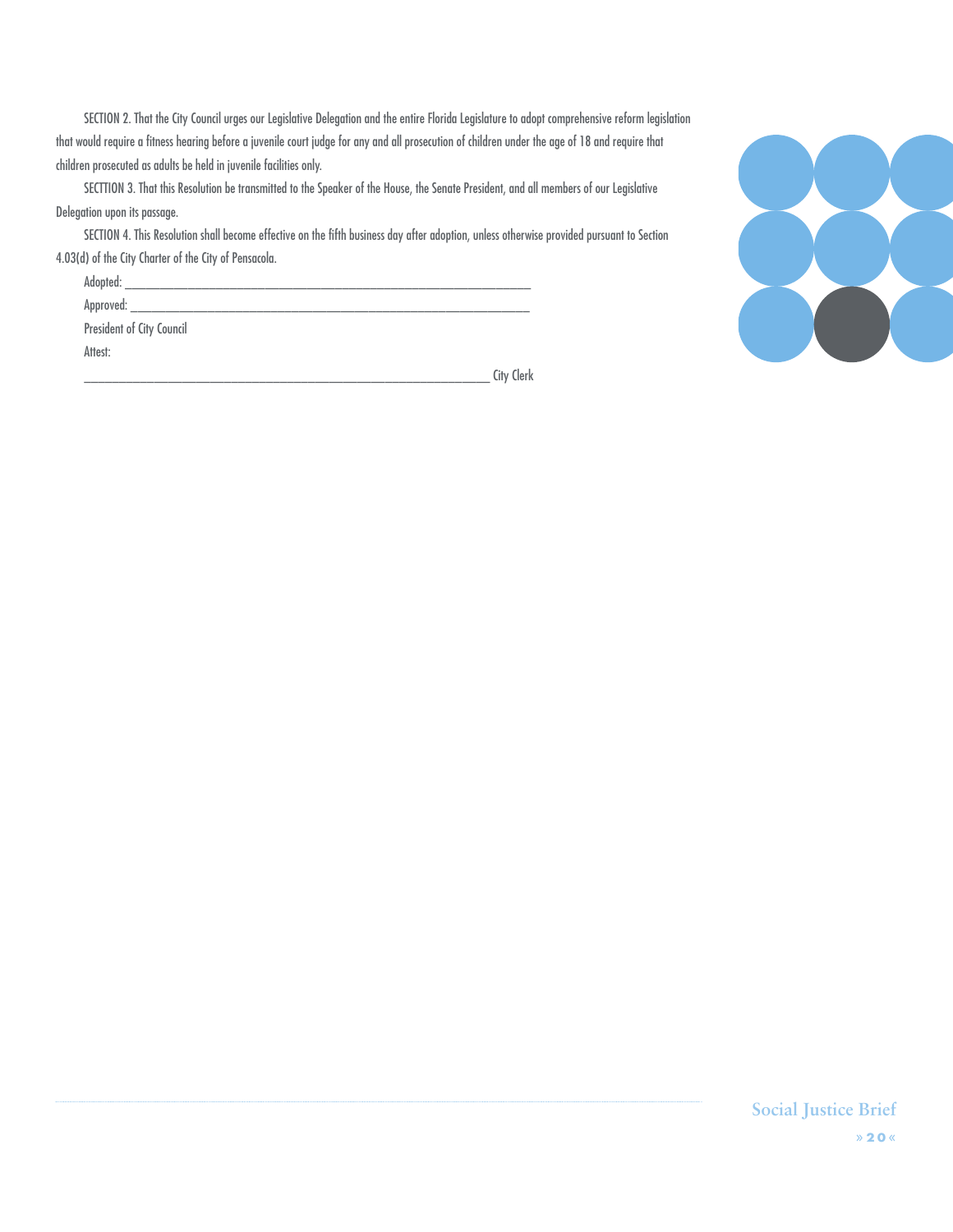SECTION 2. That the City Council urges our Legislative Delegation and the entire Florida Legislature to adopt comprehensive reform legislation that would require a fitness hearing before a juvenile court judge for any and all prosecution of children under the age of 18 and require that children prosecuted as adults be held in juvenile facilities only.

SECTTION 3. That this Resolution be transmitted to the Speaker of the House, the Senate President, and all members of our Legislative Delegation upon its passage.

SECTION 4. This Resolution shall become effective on the fifth business day after adoption, unless otherwise provided pursuant to Section 4.03(d) of the City Charter of the City of Pensacola.

Adopted: ______________________________________________________________

Approved: _____________________________________________________________

President of City Council

Attest:

_____________________________________________________________ City Clerk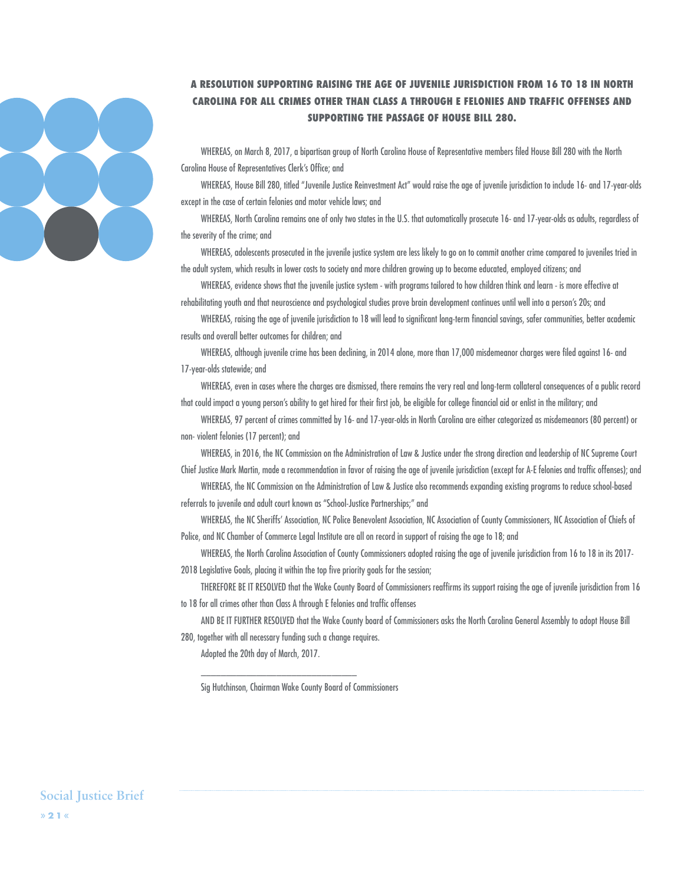**A RESOLUTION SUPPORTING RAISING THE AGE OF JUVENILE JURISDICTION FROM 16 TO 18 IN NORTH CAROLINA FOR ALL CRIMES OTHER THAN CLASS A THROUGH E FELONIES AND TRAFFIC OFFENSES AND SUPPORTING THE PASSAGE OF HOUSE BILL 280.**

WHEREAS, on March 8, 2017, a bipartisan group of North Carolina House of Representative members filed House Bill 280 with the North Carolina House of Representatives Clerk's Office; and

WHEREAS, House Bill 280, titled "Juvenile Justice Reinvestment Act" would raise the age of juvenile jurisdiction to include 16- and 17-year-olds except in the case of certain felonies and motor vehicle laws; and

WHEREAS, North Carolina remains one of only two states in the U.S. that automatically prosecute 16- and 17-year-olds as adults, regardless of the severity of the crime; and

WHEREAS, adolescents prosecuted in the juvenile justice system are less likely to go on to commit another crime compared to juveniles tried in the adult system, which results in lower costs to society and more children growing up to become educated, employed citizens; and

WHEREAS, evidence shows that the juvenile justice system - with programs tailored to how children think and learn - is more effective at rehabilitating youth and that neuroscience and psychological studies prove brain development continues until well into a person's 20s; and

WHEREAS, raising the age of juvenile jurisdiction to 18 will lead to significant long-term financial savings, safer communities, better academic results and overall better outcomes for children; and

WHEREAS, although juvenile crime has been declining, in 2014 alone, more than 17,000 misdemeanor charges were filed against 16- and 17-year-olds statewide; and

WHEREAS, even in cases where the charges are dismissed, there remains the very real and long-term collateral consequences of a public record that could impact a young person's ability to get hired for their first job, be eligible for college financial aid or enlist in the military; and

WHEREAS, 97 percent of crimes committed by 16- and 17-year-olds in North Carolina are either categorized as misdemeanors (80 percent) or non- violent felonies (17 percent); and

WHEREAS, in 2016, the NC Commission on the Administration of Law & Justice under the strong direction and leadership of NC Supreme Court Chief Justice Mark Martin, made a recommendation in favor of raising the age of juvenile jurisdiction (except for A-E felonies and traffic offenses); and

WHEREAS, the NC Commission on the Administration of Law & Justice also recommends expanding existing programs to reduce school-based referrals to juvenile and adult court known as "School-Justice Partnerships;" and

WHEREAS, the NC Sheriffs' Association, NC Police Benevolent Association, NC Association of County Commissioners, NC Association of Chiefs of Police, and NC Chamber of Commerce Legal Institute are all on record in support of raising the age to 18; and

WHEREAS, the North Carolina Association of County Commissioners adopted raising the age of juvenile jurisdiction from 16 to 18 in its 2017-2018 Legislative Goals, placing it within the top five priority goals for the session;

THEREFORE BE IT RESOLVED that the Wake County Board of Commissioners reaffirms its support raising the age of juvenile jurisdiction from 16 to 18 for all crimes other than Class A through E felonies and traffic offenses

AND BE IT FURTHER RESOLVED that the Wake County board of Commissioners asks the North Carolina General Assembly to adopt House Bill 280, together with all necessary funding such a change requires.

Adopted the 20th day of March, 2017.

\_\_\_\_\_\_\_\_\_\_\_\_\_\_\_\_\_\_\_\_\_\_\_\_\_\_\_\_\_\_\_\_\_\_

Sig Hutchinson, Chairman Wake County Board of Commissioners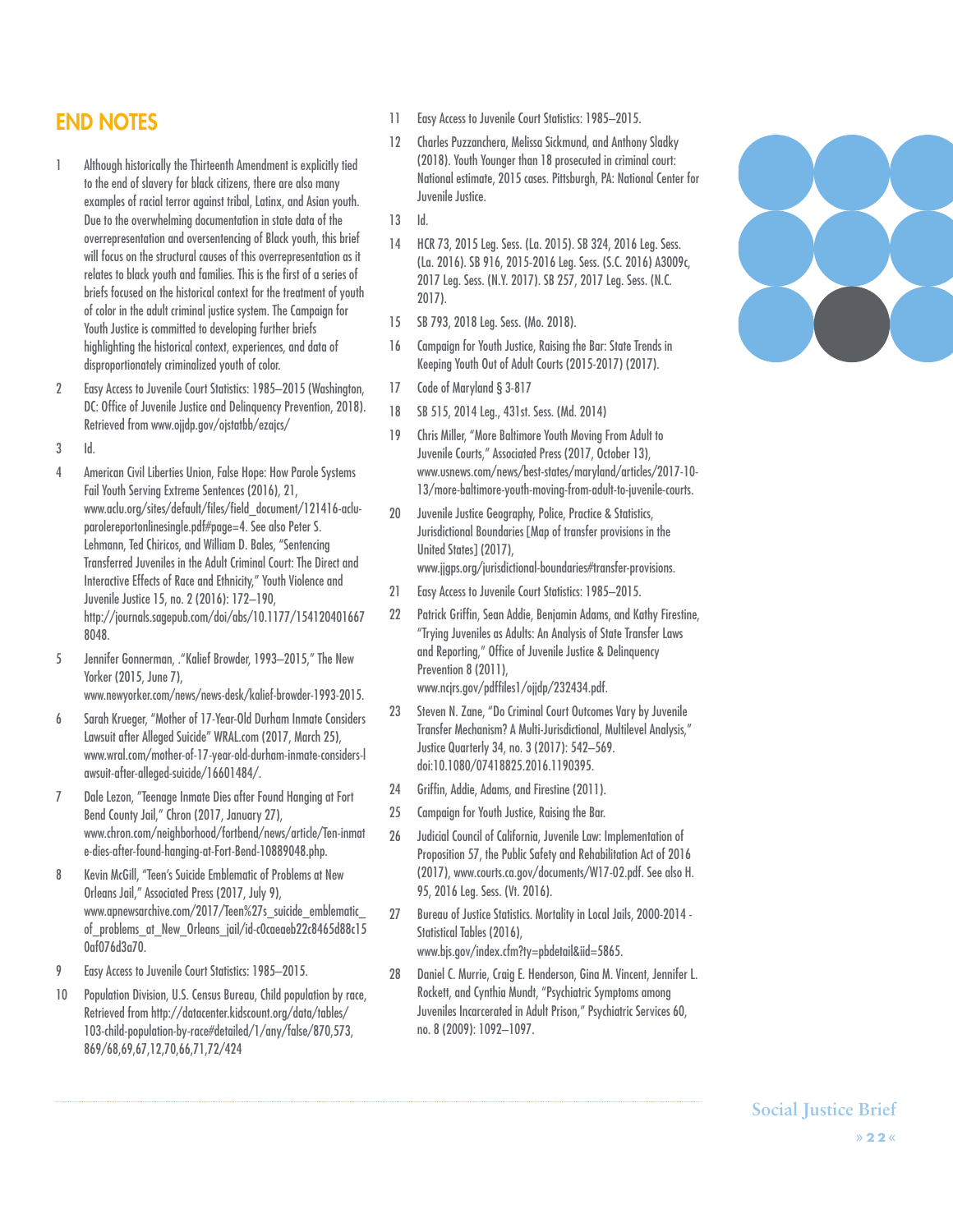## END NOTES

1. Although historically the Thirteenth Amendment is explicitly tied to the end of slavery for black citizens, there are also many examples of racial terror against tribal, Latinx, and Asian youth. Due to the overwhelming documentation in state data of the overrepresentation and oversentencing of Black youth, this brief will focus on the structural causes of this overrepresentation as it relates to black youth and families. This is the first of a series of briefs focused on the historical context for the treatment of youth of color in the adult criminal justice system. The Campaign for Youth Justice is committed to developing further briefs highlighting the historical context, experiences, and data of disproportionately criminalized youth of color.
2. Easy Access to Juvenile Court Statistics: 1985–2015 (Washington, DC: Office of Juvenile Justice and Delinquency Prevention, 2018). Retrieved from www.ojjdp.gov/ojstatbb/ezajcs/
3. Id.
4. American Civil Liberties Union, False Hope: How Parole Systems Fail Youth Serving Extreme Sentences (2016), 21, www.aclu.org/sites/default/files/field_document/121416-aclu-parolereportonlinesingle.pdf#page=4. See also Peter S. Lehmann, Ted Chiricos, and William D. Bales, "Sentencing Transferred Juveniles in the Adult Criminal Court: The Direct and Interactive Effects of Race and Ethnicity," Youth Violence and Juvenile Justice 15, no. 2 (2016): 172–190, http://journals.sagepub.com/doi/abs/10.1177/1541204016678048.
5. Jennifer Gonnerman, ."Kalief Browder, 1993–2015," The New Yorker (2015, June 7), www.newyorker.com/news/news-desk/kalief-browder-1993-2015.
6. Sarah Krueger, "Mother of 17-Year-Old Durham Inmate Considers Lawsuit after Alleged Suicide" WRAL.com (2017, March 25), www.wral.com/mother-of-17-year-old-durham-inmate-considers-lawsuit-after-alleged-suicide/16601484/.
7. Dale Lezon, "Teenage Inmate Dies after Found Hanging at Fort Bend County Jail," Chron (2017, January 27), www.chron.com/neighborhood/fortbend/news/article/Ten-inmate-dies-after-found-hanging-at-Fort-Bend-10889048.php.
8. Kevin McGill, "Teen's Suicide Emblematic of Problems at New Orleans Jail," Associated Press (2017, July 9), www.apnewsarchive.com/2017/Teen%27s_suicide_emblematic_of_problems_at_New_Orleans_jail/id-c0caeaeb22c8465d88c150af076d3a70.
9. Easy Access to Juvenile Court Statistics: 1985–2015.
10. Population Division, U.S. Census Bureau, Child population by race, Retrieved from http://datacenter.kidscount.org/data/tables/103-child-population-by-race#detailed/1/any/false/870,573,869/68,69,67,12,70,66,71,72/424
11. Easy Access to Juvenile Court Statistics: 1985–2015.
12. Charles Puzzanchera, Melissa Sickmund, and Anthony Sladky (2018). Youth Younger than 18 prosecuted in criminal court: National estimate, 2015 cases. Pittsburgh, PA: National Center for Juvenile Justice.
13. Id.
14. HCR 73, 2015 Leg. Sess. (La. 2015). SB 324, 2016 Leg. Sess. (La. 2016). SB 916, 2015-2016 Leg. Sess. (S.C. 2016) A3009c, 2017 Leg. Sess. (N.Y. 2017). SB 257, 2017 Leg. Sess. (N.C. 2017).
15. SB 793, 2018 Leg. Sess. (Mo. 2018).
16. Campaign for Youth Justice, Raising the Bar: State Trends in Keeping Youth Out of Adult Courts (2015-2017) (2017).
17. Code of Maryland § 3-817
18. SB 515, 2014 Leg., 431st. Sess. (Md. 2014)
19. Chris Miller, "More Baltimore Youth Moving From Adult to Juvenile Courts," Associated Press (2017, October 13), www.usnews.com/news/best-states/maryland/articles/2017-10-13/more-baltimore-youth-moving-from-adult-to-juvenile-courts.
20. Juvenile Justice Geography, Police, Practice & Statistics, Jurisdictional Boundaries [Map of transfer provisions in the United States] (2017), www.jjgps.org/jurisdictional-boundaries#transfer-provisions.
21. Easy Access to Juvenile Court Statistics: 1985–2015.
22. Patrick Griffin, Sean Addie, Benjamin Adams, and Kathy Firestine, "Trying Juveniles as Adults: An Analysis of State Transfer Laws and Reporting," Office of Juvenile Justice & Delinquency Prevention 8 (2011), www.ncjrs.gov/pdffiles1/ojjdp/232434.pdf.
23. Steven N. Zane, "Do Criminal Court Outcomes Vary by Juvenile Transfer Mechanism? A Multi-Jurisdictional, Multilevel Analysis," Justice Quarterly 34, no. 3 (2017): 542–569. doi:10.1080/07418825.2016.1190395.
24. Griffin, Addie, Adams, and Firestine (2011).
25. Campaign for Youth Justice, Raising the Bar.
26. Judicial Council of California, Juvenile Law: Implementation of Proposition 57, the Public Safety and Rehabilitation Act of 2016 (2017), www.courts.ca.gov/documents/W17-02.pdf. See also H. 95, 2016 Leg. Sess. (Vt. 2016).
27. Bureau of Justice Statistics. Mortality in Local Jails, 2000-2014 - Statistical Tables (2016), www.bjs.gov/index.cfm?ty=pbdetail&iid=5865.
28. Daniel C. Murrie, Craig E. Henderson, Gina M. Vincent, Jennifer L. Rockett, and Cynthia Mundt, "Psychiatric Symptoms among Juveniles Incarcerated in Adult Prison," Psychiatric Services 60, no. 8 (2009): 1092–1097.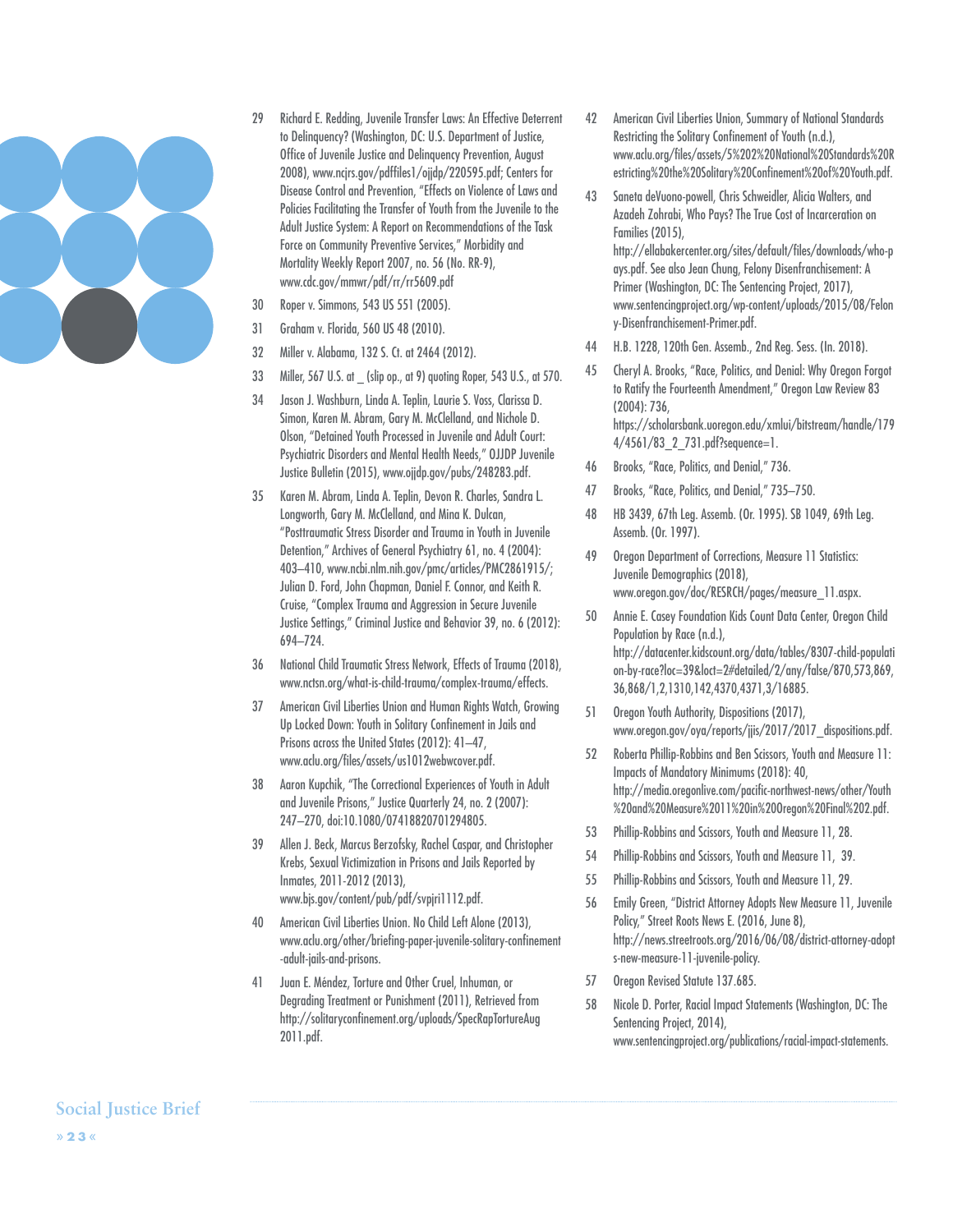29 Richard E. Redding, Juvenile Transfer Laws: An Effective Deterrent to Delinquency? (Washington, DC: U.S. Department of Justice, Office of Juvenile Justice and Delinquency Prevention, August 2008), www.ncjrs.gov/pdffiles1/ojjdp/220595.pdf; Centers for Disease Control and Prevention, "Effects on Violence of Laws and Policies Facilitating the Transfer of Youth from the Juvenile to the Adult Justice System: A Report on Recommendations of the Task Force on Community Preventive Services," Morbidity and Mortality Weekly Report 2007, no. 56 (No. RR-9), www.cdc.gov/mmwr/pdf/rr/rr5609.pdf

30 Roper v. Simmons, 543 US 551 (2005).

31 Graham v. Florida, 560 US 48 (2010).

32 Miller v. Alabama, 132 S. Ct. at 2464 (2012).

33 Miller, 567 U.S. at _ (slip op., at 9) quoting Roper, 543 U.S., at 570.

34 Jason J. Washburn, Linda A. Teplin, Laurie S. Voss, Clarissa D. Simon, Karen M. Abram, Gary M. McClelland, and Nichole D. Olson, "Detained Youth Processed in Juvenile and Adult Court: Psychiatric Disorders and Mental Health Needs," OJJDP Juvenile Justice Bulletin (2015), www.ojjdp.gov/pubs/248283.pdf.

35 Karen M. Abram, Linda A. Teplin, Devon R. Charles, Sandra L. Longworth, Gary M. McClelland, and Mina K. Dulcan, "Posttraumatic Stress Disorder and Trauma in Youth in Juvenile Detention," Archives of General Psychiatry 61, no. 4 (2004): 403–410, www.ncbi.nlm.nih.gov/pmc/articles/PMC2861915/; Julian D. Ford, John Chapman, Daniel F. Connor, and Keith R. Cruise, "Complex Trauma and Aggression in Secure Juvenile Justice Settings," Criminal Justice and Behavior 39, no. 6 (2012): 694–724.

36 National Child Traumatic Stress Network, Effects of Trauma (2018), www.nctsn.org/what-is-child-trauma/complex-trauma/effects.

37 American Civil Liberties Union and Human Rights Watch, Growing Up Locked Down: Youth in Solitary Confinement in Jails and Prisons across the United States (2012): 41–47, www.aclu.org/files/assets/us1012webwcover.pdf.

38 Aaron Kupchik, "The Correctional Experiences of Youth in Adult and Juvenile Prisons," Justice Quarterly 24, no. 2 (2007): 247–270, doi:10.1080/07418820701294805.

39 Allen J. Beck, Marcus Berzofsky, Rachel Caspar, and Christopher Krebs, Sexual Victimization in Prisons and Jails Reported by Inmates, 2011-2012 (2013), www.bjs.gov/content/pub/pdf/svpjri1112.pdf.

40 American Civil Liberties Union. No Child Left Alone (2013), www.aclu.org/other/briefing-paper-juvenile-solitary-confinement-adult-jails-and-prisons.

41 Juan E. Méndez, Torture and Other Cruel, Inhuman, or Degrading Treatment or Punishment (2011), Retrieved from http://solitaryconfinement.org/uploads/SpecRapTortureAug2011.pdf.

42 American Civil Liberties Union, Summary of National Standards Restricting the Solitary Confinement of Youth (n.d.), www.aclu.org/files/assets/5%202%20National%20Standards%20Restricting%20the%20Solitary%20Confinement%20of%20Youth.pdf.

43 Saneta deVuono-powell, Chris Schweidler, Alicia Walters, and Azadeh Zohrabi, Who Pays? The True Cost of Incarceration on Families (2015), http://ellabakercenter.org/sites/default/files/downloads/who-pays.pdf. See also Jean Chung, Felony Disenfranchisement: A Primer (Washington, DC: The Sentencing Project, 2017), www.sentencingproject.org/wp-content/uploads/2015/08/Felony-Disenfranchisement-Primer.pdf.

44 H.B. 1228, 120th Gen. Assemb., 2nd Reg. Sess. (In. 2018).

45 Cheryl A. Brooks, "Race, Politics, and Denial: Why Oregon Forgot to Ratify the Fourteenth Amendment," Oregon Law Review 83 (2004): 736, https://scholarsbank.uoregon.edu/xmlui/bitstream/handle/1794/4561/83_2_731.pdf?sequence=1.

46 Brooks, "Race, Politics, and Denial," 736.

47 Brooks, "Race, Politics, and Denial," 735–750.

48 HB 3439, 67th Leg. Assemb. (Or. 1995). SB 1049, 69th Leg. Assemb. (Or. 1997).

49 Oregon Department of Corrections, Measure 11 Statistics: Juvenile Demographics (2018), www.oregon.gov/doc/RESRCH/pages/measure_11.aspx.

50 Annie E. Casey Foundation Kids Count Data Center, Oregon Child Population by Race (n.d.), http://datacenter.kidscount.org/data/tables/8307-child-population-by-race?loc=39&loct=2#detailed/2/any/false/870,573,869,36,868/1,2,1310,142,4370,4371,3/16885.

51 Oregon Youth Authority, Dispositions (2017), www.oregon.gov/oya/reports/jjis/2017/2017_dispositions.pdf.

52 Roberta Phillip-Robbins and Ben Scissors, Youth and Measure 11: Impacts of Mandatory Minimums (2018): 40, http://media.oregonlive.com/pacific-northwest-news/other/Youth%20and%20Measure%2011%20in%20Oregon%20Final%202.pdf.

53 Phillip-Robbins and Scissors, Youth and Measure 11, 28.

54 Phillip-Robbins and Scissors, Youth and Measure 11, 39.

55 Phillip-Robbins and Scissors, Youth and Measure 11, 29.

56 Emily Green, "District Attorney Adopts New Measure 11, Juvenile Policy," Street Roots News E. (2016, June 8), http://news.streetroots.org/2016/06/08/district-attorney-adopts-new-measure-11-juvenile-policy.

57 Oregon Revised Statute 137.685.

58 Nicole D. Porter, Racial Impact Statements (Washington, DC: The Sentencing Project, 2014), www.sentencingproject.org/publications/racial-impact-statements.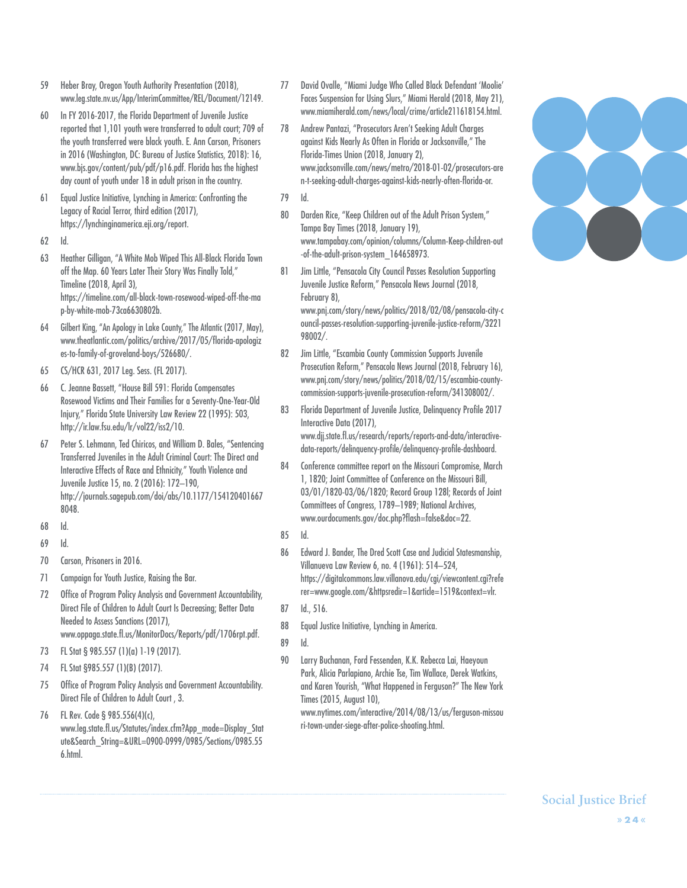59 Heber Bray, Oregon Youth Authority Presentation (2018), www.leg.state.nv.us/App/InterimCommittee/REL/Document/12149.

60 In FY 2016-2017, the Florida Department of Juvenile Justice reported that 1,101 youth were transferred to adult court; 709 of the youth transferred were black youth. E. Ann Carson, Prisoners in 2016 (Washington, DC: Bureau of Justice Statistics, 2018): 16, www.bjs.gov/content/pub/pdf/p16.pdf. Florida has the highest day count of youth under 18 in adult prison in the country.

61 Equal Justice Initiative, Lynching in America: Confronting the Legacy of Racial Terror, third edition (2017), https://lynchinginamerica.eji.org/report.

62 Id.

63 Heather Gilligan, "A White Mob Wiped This All-Black Florida Town off the Map. 60 Years Later Their Story Was Finally Told," Timeline (2018, April 3), https://timeline.com/all-black-town-rosewood-wiped-off-the-map-by-white-mob-73ca6630802b.

64 Gilbert King, "An Apology in Lake County," The Atlantic (2017, May), www.theatlantic.com/politics/archive/2017/05/florida-apologizes-to-family-of-groveland-boys/526680/.

65 CS/HCR 631, 2017 Leg. Sess. (FL 2017).

66 C. Jeanne Bassett, "House Bill 591: Florida Compensates Rosewood Victims and Their Families for a Seventy-One-Year-Old Injury," Florida State University Law Review 22 (1995): 503, http://ir.law.fsu.edu/lr/vol22/iss2/10.

67 Peter S. Lehmann, Ted Chiricos, and William D. Bales, "Sentencing Transferred Juveniles in the Adult Criminal Court: The Direct and Interactive Effects of Race and Ethnicity," Youth Violence and Juvenile Justice 15, no. 2 (2016): 172–190, http://journals.sagepub.com/doi/abs/10.1177/1541204016678048.

68 Id.

69 Id.

70 Carson, Prisoners in 2016.

71 Campaign for Youth Justice, Raising the Bar.

72 Office of Program Policy Analysis and Government Accountability, Direct File of Children to Adult Court Is Decreasing; Better Data Needed to Assess Sanctions (2017), www.oppaga.state.fl.us/MonitorDocs/Reports/pdf/1706rpt.pdf.

73 FL Stat § 985.557 (1)(a) 1-19 (2017).

74 FL Stat §985.557 (1)(B) (2017).

75 Office of Program Policy Analysis and Government Accountability. Direct File of Children to Adult Court , 3.

76 FL Rev. Code § 985.556(4)(c), www.leg.state.fl.us/Statutes/index.cfm?App_mode=Display_Statute&Search_String=&URL=0900-0999/0985/Sections/0985.556.html.

77 David Ovalle, "Miami Judge Who Called Black Defendant 'Moolie' Faces Suspension for Using Slurs," Miami Herald (2018, May 21), www.miamiherald.com/news/local/crime/article211618154.html.

78 Andrew Pantazi, "Prosecutors Aren't Seeking Adult Charges against Kids Nearly As Often in Florida or Jacksonville," The Florida-Times Union (2018, January 2), www.jacksonville.com/news/metro/2018-01-02/prosecutors-aren-t-seeking-adult-charges-against-kids-nearly-often-florida-or.

79 Id.

80 Darden Rice, "Keep Children out of the Adult Prison System," Tampa Bay Times (2018, January 19), www.tampabay.com/opinion/columns/Column-Keep-children-out-of-the-adult-prison-system_164658973.

81 Jim Little, "Pensacola City Council Passes Resolution Supporting Juvenile Justice Reform," Pensacola News Journal (2018, February 8), www.pnj.com/story/news/politics/2018/02/08/pensacola-city-council-passes-resolution-supporting-juvenile-justice-reform/322198002/.

82 Jim Little, "Escambia County Commission Supports Juvenile Prosecution Reform," Pensacola News Journal (2018, February 16), www.pnj.com/story/news/politics/2018/02/15/escambia-county-commission-supports-juvenile-prosecution-reform/341308002/.

83 Florida Department of Juvenile Justice, Delinquency Profile 2017 Interactive Data (2017), www.djj.state.fl.us/research/reports/reports-and-data/interactive-data-reports/delinquency-profile/delinquency-profile-dashboard.

84 Conference committee report on the Missouri Compromise, March 1, 1820; Joint Committee of Conference on the Missouri Bill, 03/01/1820-03/06/1820; Record Group 128l; Records of Joint Committees of Congress, 1789–1989; National Archives, www.ourdocuments.gov/doc.php?flash=false&doc=22.

85 Id.

86 Edward J. Bander, The Dred Scott Case and Judicial Statesmanship, Villanueva Law Review 6, no. 4 (1961): 514–524, https://digitalcommons.law.villanova.edu/cgi/viewcontent.cgi?referer=www.google.com/&httpsredir=1&article=1519&context=vlr.

87 Id., 516.

88 Equal Justice Initiative, Lynching in America.

89 Id.

90 Larry Buchanan, Ford Fessenden, K.K. Rebecca Lai, Haeyoun Park, Alicia Parlapiano, Archie Tse, Tim Wallace, Derek Watkins, and Karen Yourish, "What Happened in Ferguson?" The New York Times (2015, August 10), www.nytimes.com/interactive/2014/08/13/us/ferguson-missouri-town-under-siege-after-police-shooting.html.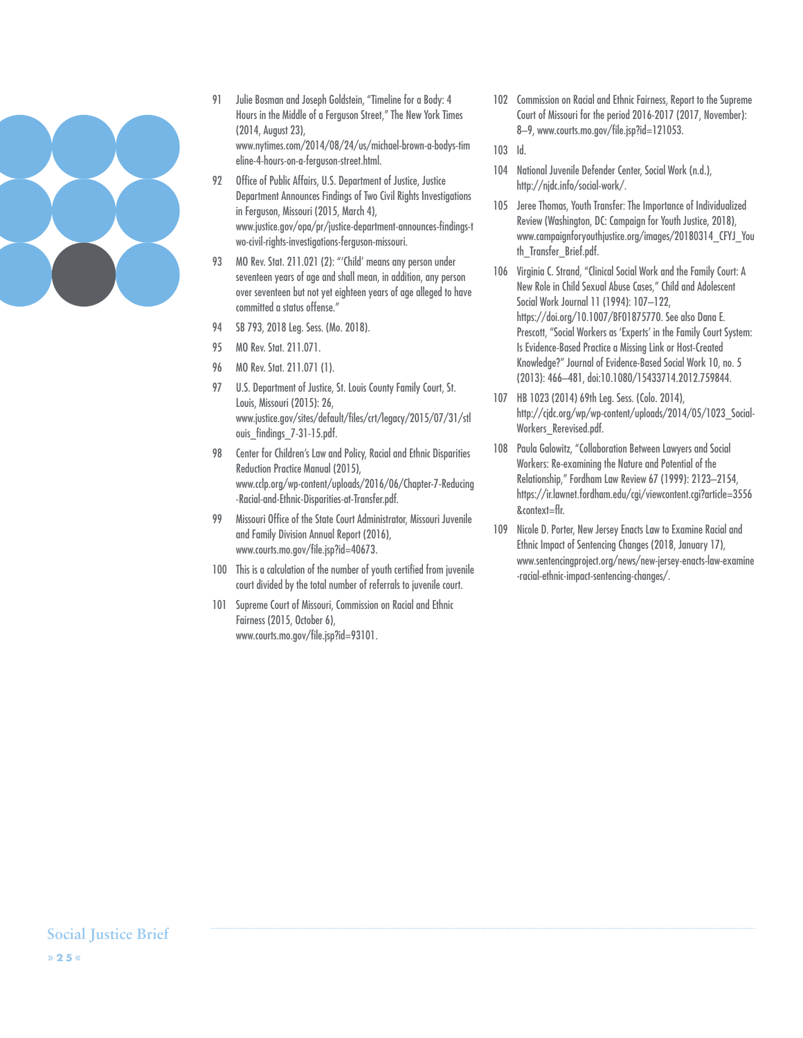91 Julie Bosman and Joseph Goldstein, "Timeline for a Body: 4 Hours in the Middle of a Ferguson Street," The New York Times (2014, August 23), www.nytimes.com/2014/08/24/us/michael-brown-a-bodys-timeline-4-hours-on-a-ferguson-street.html.

92 Office of Public Affairs, U.S. Department of Justice, Justice Department Announces Findings of Two Civil Rights Investigations in Ferguson, Missouri (2015, March 4), www.justice.gov/opa/pr/justice-department-announces-findings-two-civil-rights-investigations-ferguson-missouri.

93 MO Rev. Stat. 211.021 (2): "'Child' means any person under seventeen years of age and shall mean, in addition, any person over seventeen but not yet eighteen years of age alleged to have committed a status offense."

94 SB 793, 2018 Leg. Sess. (Mo. 2018).

95 MO Rev. Stat. 211.071.

96 MO Rev. Stat. 211.071 (1).

97 U.S. Department of Justice, St. Louis County Family Court, St. Louis, Missouri (2015): 26, www.justice.gov/sites/default/files/crt/legacy/2015/07/31/stlouis_findings_7-31-15.pdf.

98 Center for Children's Law and Policy, Racial and Ethnic Disparities Reduction Practice Manual (2015), www.cclp.org/wp-content/uploads/2016/06/Chapter-7-Reducing-Racial-and-Ethnic-Disparities-at-Transfer.pdf.

99 Missouri Office of the State Court Administrator, Missouri Juvenile and Family Division Annual Report (2016), www.courts.mo.gov/file.jsp?id=40673.

100 This is a calculation of the number of youth certified from juvenile court divided by the total number of referrals to juvenile court.

101 Supreme Court of Missouri, Commission on Racial and Ethnic Fairness (2015, October 6), www.courts.mo.gov/file.jsp?id=93101.

102 Commission on Racial and Ethnic Fairness, Report to the Supreme Court of Missouri for the period 2016-2017 (2017, November): 8–9, www.courts.mo.gov/file.jsp?id=121053.

103 Id.

104 National Juvenile Defender Center, Social Work (n.d.), http://njdc.info/social-work/.

105 Jeree Thomas, Youth Transfer: The Importance of Individualized Review (Washington, DC: Campaign for Youth Justice, 2018), www.campaignforyouthjustice.org/images/20180314_CFYJ_Youth_Transfer_Brief.pdf.

106 Virginia C. Strand, "Clinical Social Work and the Family Court: A New Role in Child Sexual Abuse Cases," Child and Adolescent Social Work Journal 11 (1994): 107–122, https://doi.org/10.1007/BF01875770. See also Dana E. Prescott, "Social Workers as 'Experts' in the Family Court System: Is Evidence-Based Practice a Missing Link or Host-Created Knowledge?" Journal of Evidence-Based Social Work 10, no. 5 (2013): 466–481, doi:10.1080/15433714.2012.759844.

107 HB 1023 (2014) 69th Leg. Sess. (Colo. 2014), http://cjdc.org/wp/wp-content/uploads/2014/05/1023_Social-Workers_Rerevised.pdf.

108 Paula Galowitz, "Collaboration Between Lawyers and Social Workers: Re-examining the Nature and Potential of the Relationship," Fordham Law Review 67 (1999): 2123–2154, https://ir.lawnet.fordham.edu/cgi/viewcontent.cgi?article=3556&context=flr.

109 Nicole D. Porter, New Jersey Enacts Law to Examine Racial and Ethnic Impact of Sentencing Changes (2018, January 17), www.sentencingproject.org/news/new-jersey-enacts-law-examine-racial-ethnic-impact-sentencing-changes/.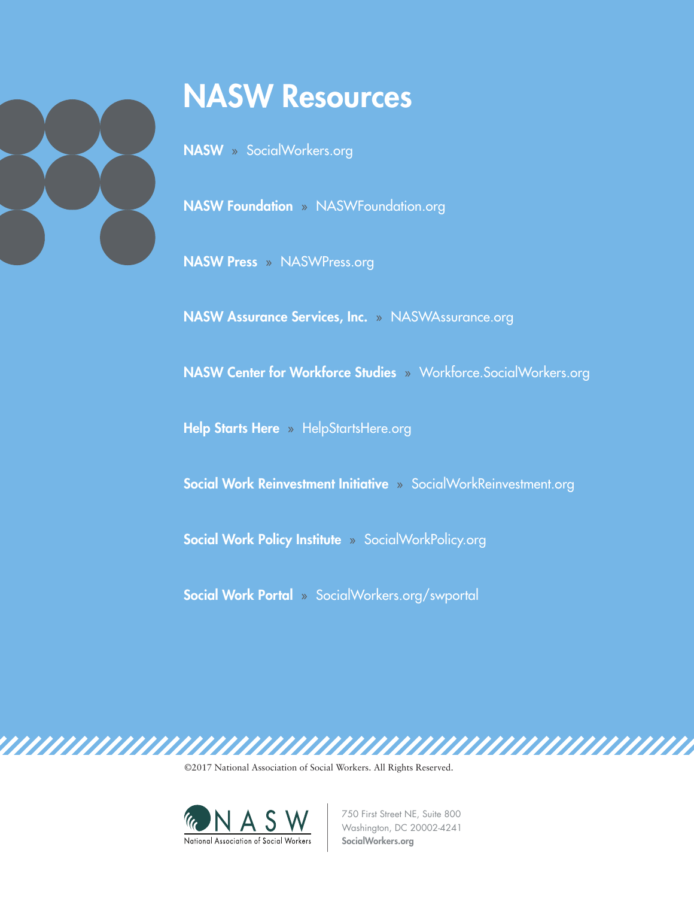# NASW Resources

**NASW** » SocialWorkers.org

**NASW Foundation** » NASWFoundation.org

**NASW Press** » NASWPress.org

**NASW Assurance Services, Inc.** » NASWAssurance.org

**NASW Center for Workforce Studies** » Workforce.SocialWorkers.org

**Help Starts Here** » HelpStartsHere.org

**Social Work Reinvestment Initiative** » SocialWorkReinvestment.org

**Social Work Policy Institute** » SocialWorkPolicy.org

**Social Work Portal** » SocialWorkers.org/swportal

©2017 National Association of Social Workers. All Rights Reserved.

NASW
National Association of Social Workers

750 First Street NE, Suite 800
Washington, DC 20002-4241
**SocialWorkers.org**